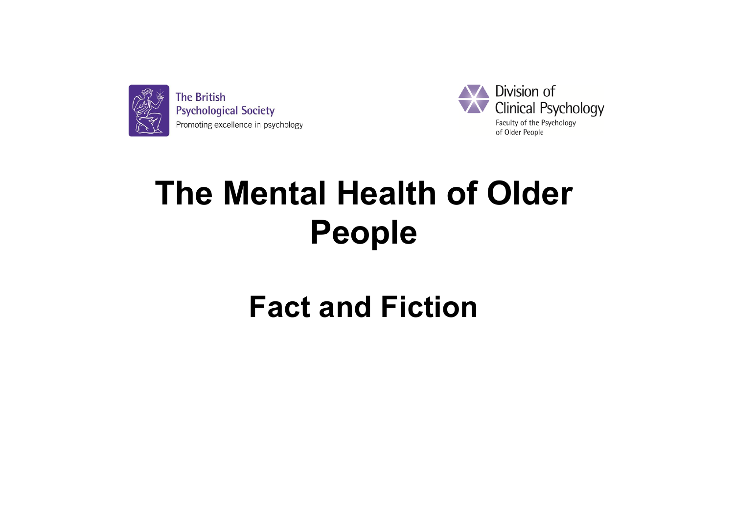The British Psychological Society
Promoting excellence in psychology

Division of Clinical Psychology
Faculty of the Psychology of Older People

# The Mental Health of Older People

## Fact and Fiction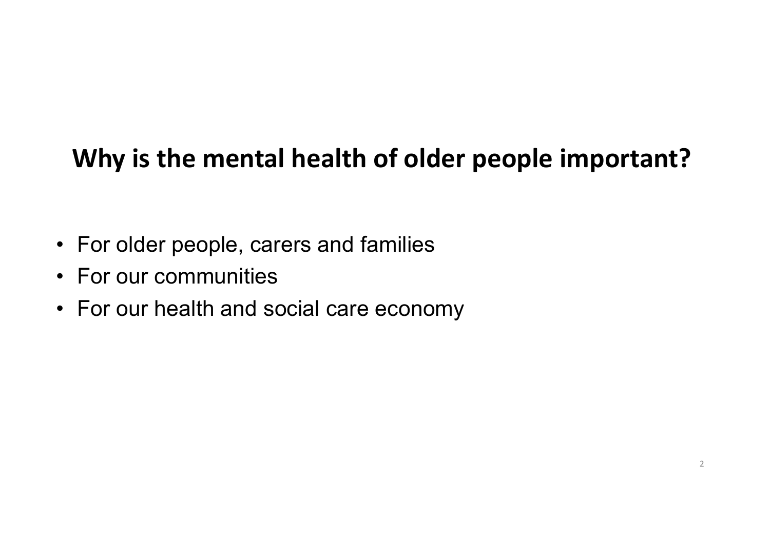## Why is the mental health of older people important?

- For older people, carers and families
- For our communities
- For our health and social care economy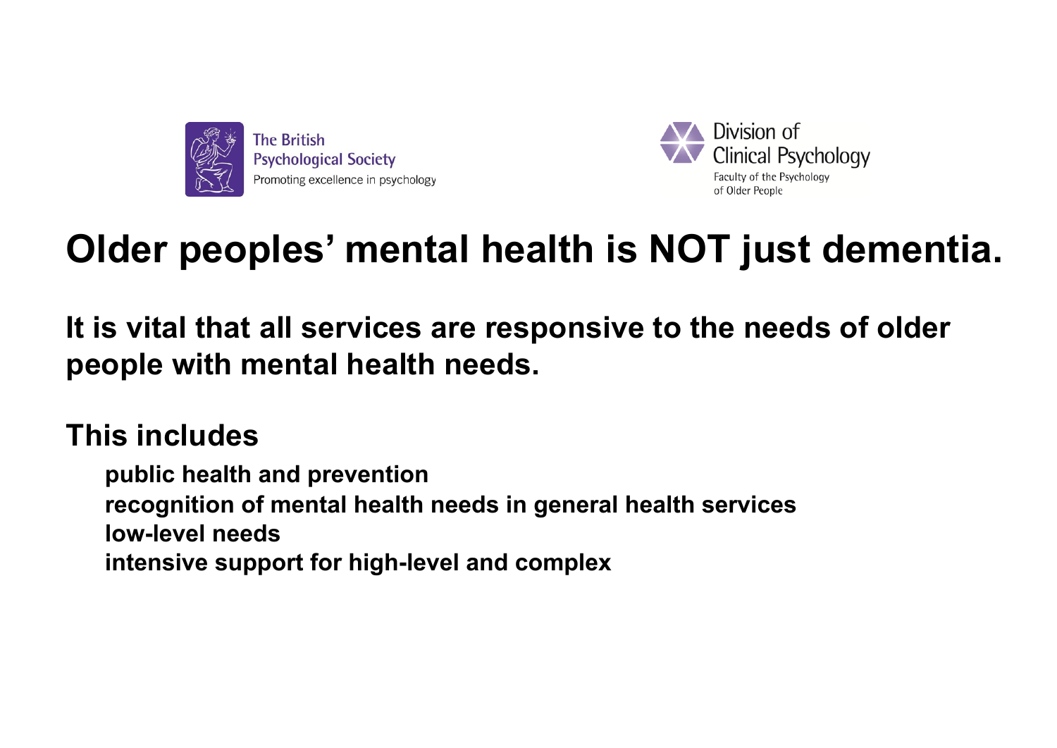The British Psychological Society
Promoting excellence in psychology

Division of Clinical Psychology
Faculty of the Psychology of Older People

# Older peoples' mental health is NOT just dementia.

**It is vital that all services are responsive to the needs of older people with mental health needs.**

**This includes**

- **public health and prevention**
- **recognition of mental health needs in general health services**
- **low-level needs**
- **intensive support for high-level and complex**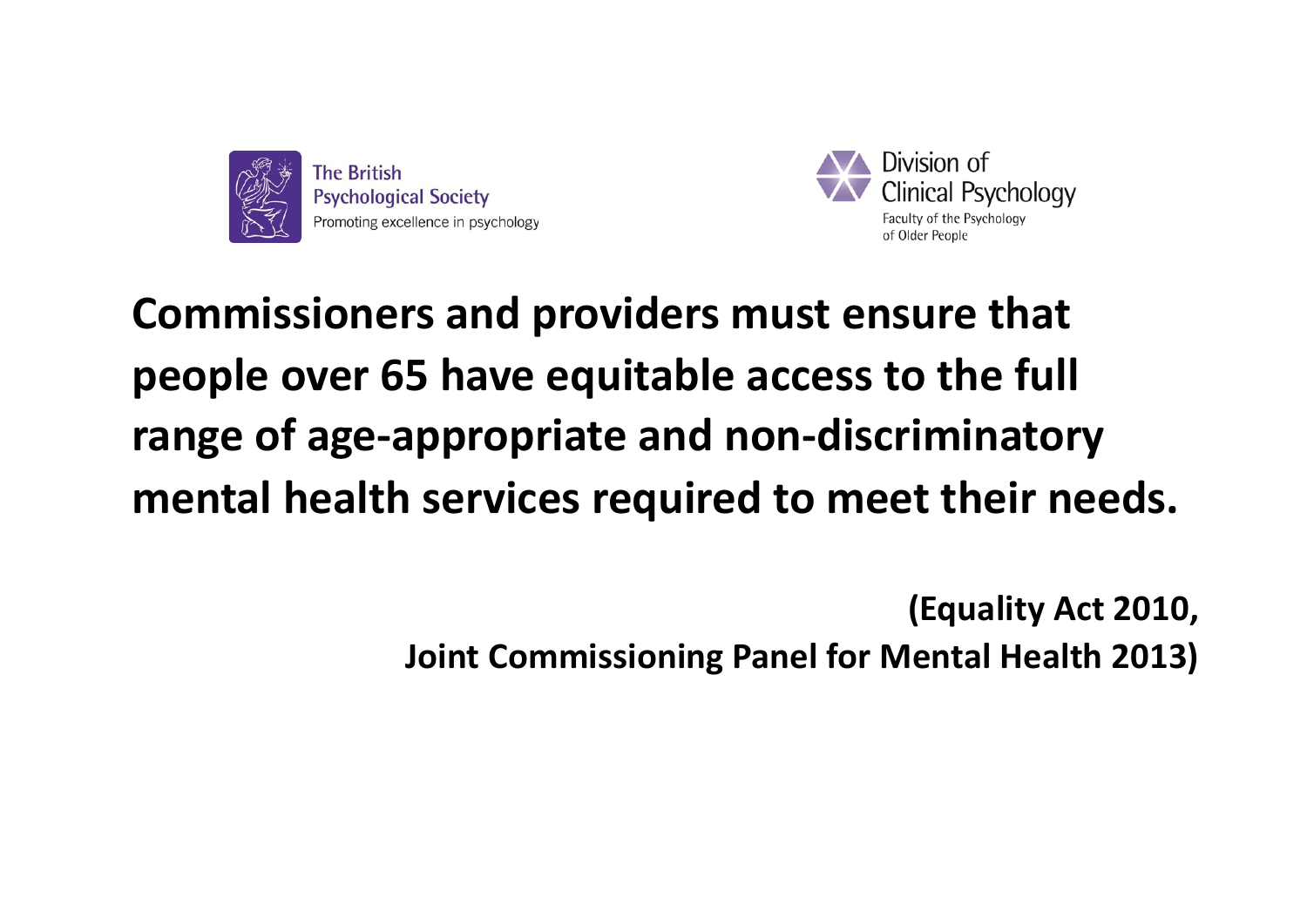The British Psychological Society
Promoting excellence in psychology

Division of Clinical Psychology
Faculty of the Psychology of Older People

**Commissioners and providers must ensure that people over 65 have equitable access to the full range of age-appropriate and non-discriminatory mental health services required to meet their needs.**

**(Equality Act 2010,
Joint Commissioning Panel for Mental Health 2013)**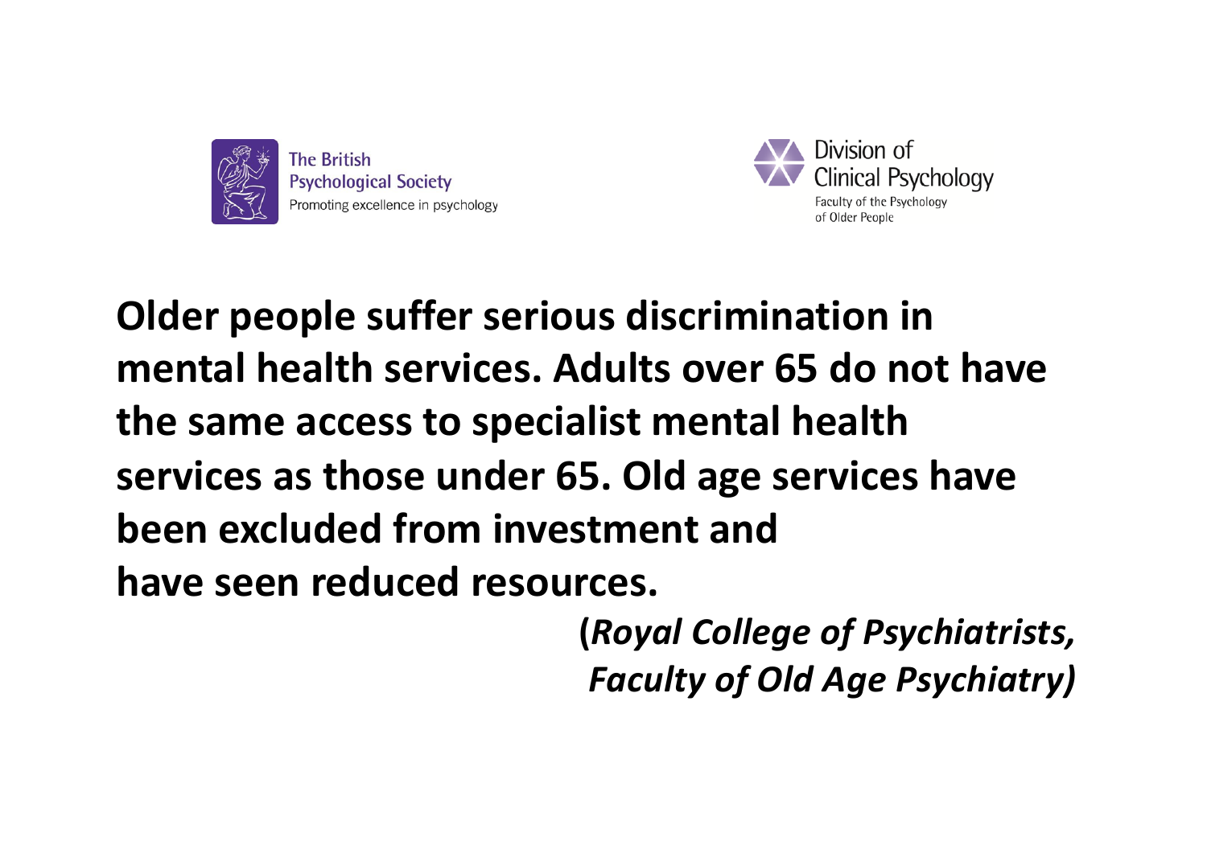The British Psychological Society
Promoting excellence in psychology

Division of Clinical Psychology
Faculty of the Psychology of Older People

**Older people suffer serious discrimination in mental health services. Adults over 65 do not have the same access to specialist mental health services as those under 65. Old age services have been excluded from investment and have seen reduced resources.**

**(*Royal College of Psychiatrists, Faculty of Old Age Psychiatry*)**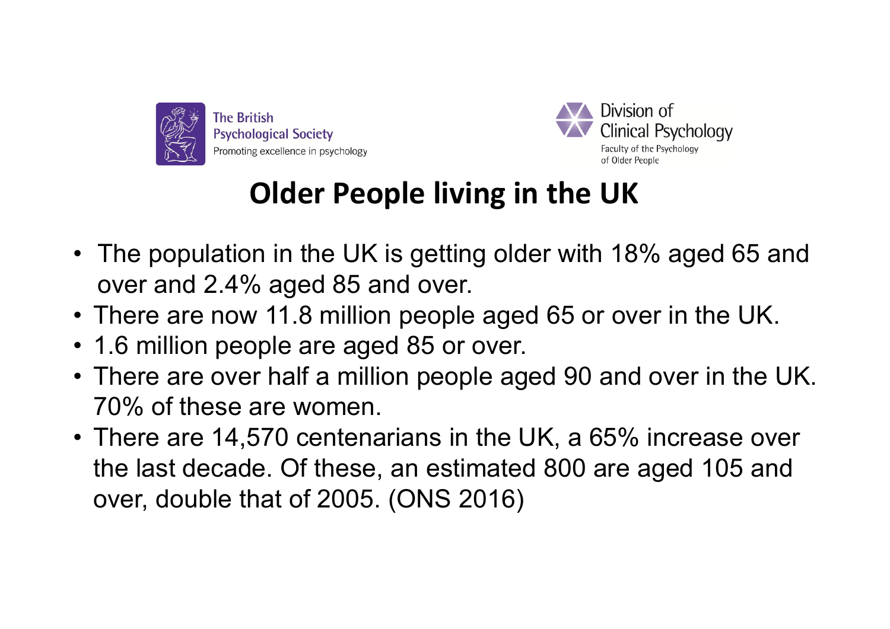The British Psychological Society
Promoting excellence in psychology

Division of Clinical Psychology
Faculty of the Psychology of Older People

# Older People living in the UK

- The population in the UK is getting older with 18% aged 65 and over and 2.4% aged 85 and over.
- There are now 11.8 million people aged 65 or over in the UK.
- 1.6 million people are aged 85 or over.
- There are over half a million people aged 90 and over in the UK. 70% of these are women.
- There are 14,570 centenarians in the UK, a 65% increase over the last decade. Of these, an estimated 800 are aged 105 and over, double that of 2005. (ONS 2016)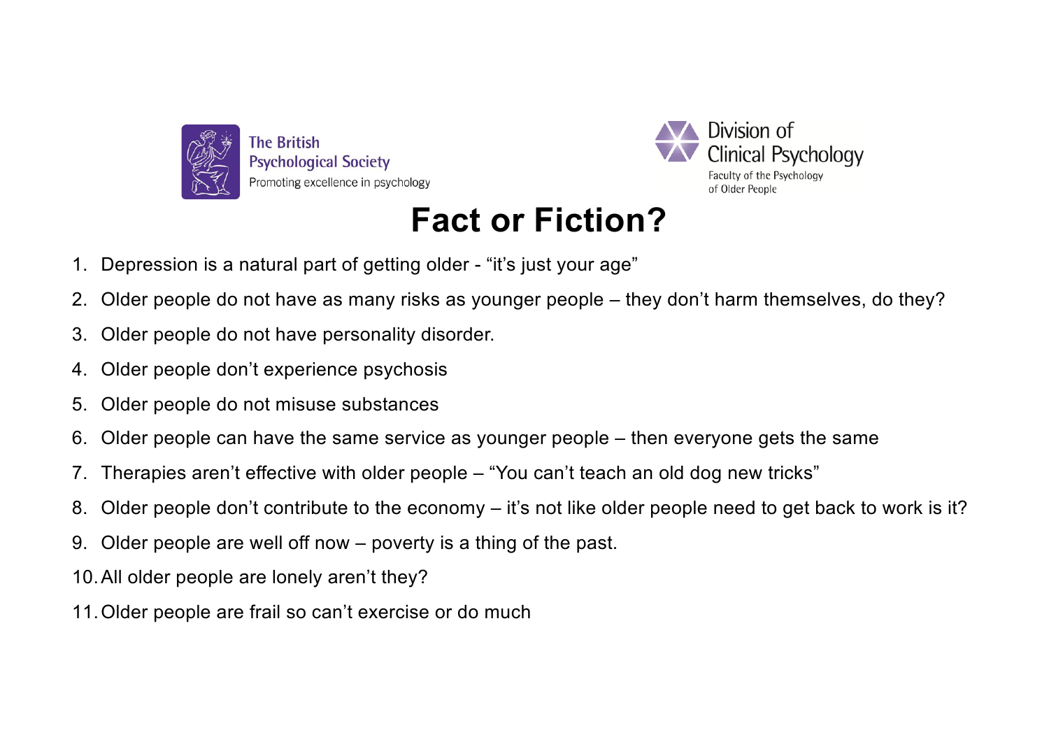The British Psychological Society
Promoting excellence in psychology

Division of Clinical Psychology
Faculty of the Psychology of Older People

# Fact or Fiction?

1. Depression is a natural part of getting older - “it’s just your age”
2. Older people do not have as many risks as younger people – they don’t harm themselves, do they?
3. Older people do not have personality disorder.
4. Older people don’t experience psychosis
5. Older people do not misuse substances
6. Older people can have the same service as younger people – then everyone gets the same
7. Therapies aren’t effective with older people – “You can’t teach an old dog new tricks”
8. Older people don’t contribute to the economy – it’s not like older people need to get back to work is it?
9. Older people are well off now – poverty is a thing of the past.
10. All older people are lonely aren’t they?
11. Older people are frail so can’t exercise or do much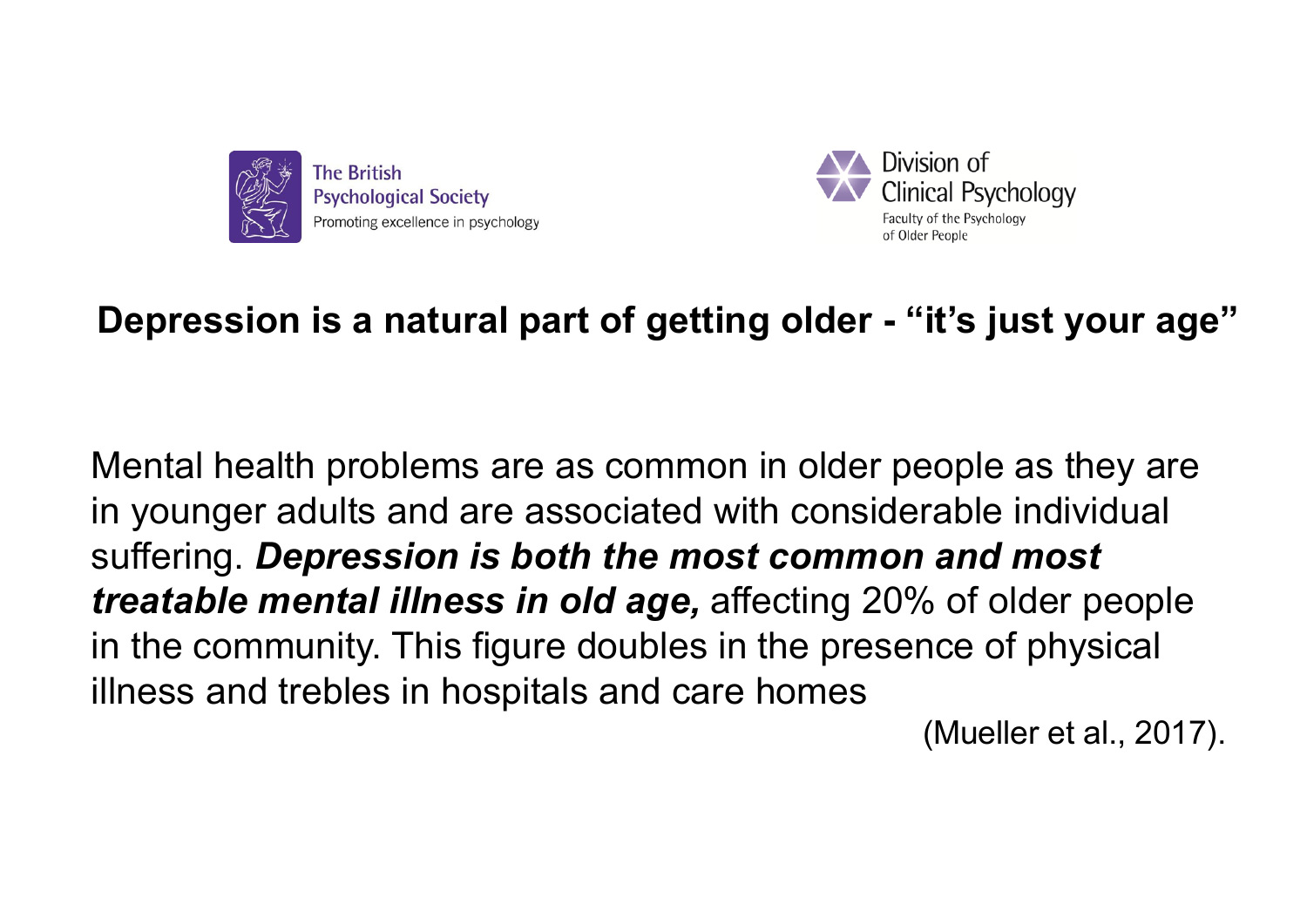The British Psychological Society
Promoting excellence in psychology

Division of Clinical Psychology
Faculty of the Psychology of Older People

## Depression is a natural part of getting older - "it's just your age"

Mental health problems are as common in older people as they are in younger adults and are associated with considerable individual suffering. ***Depression is both the most common and most treatable mental illness in old age,*** affecting 20% of older people in the community. This figure doubles in the presence of physical illness and trebles in hospitals and care homes

(Mueller et al., 2017).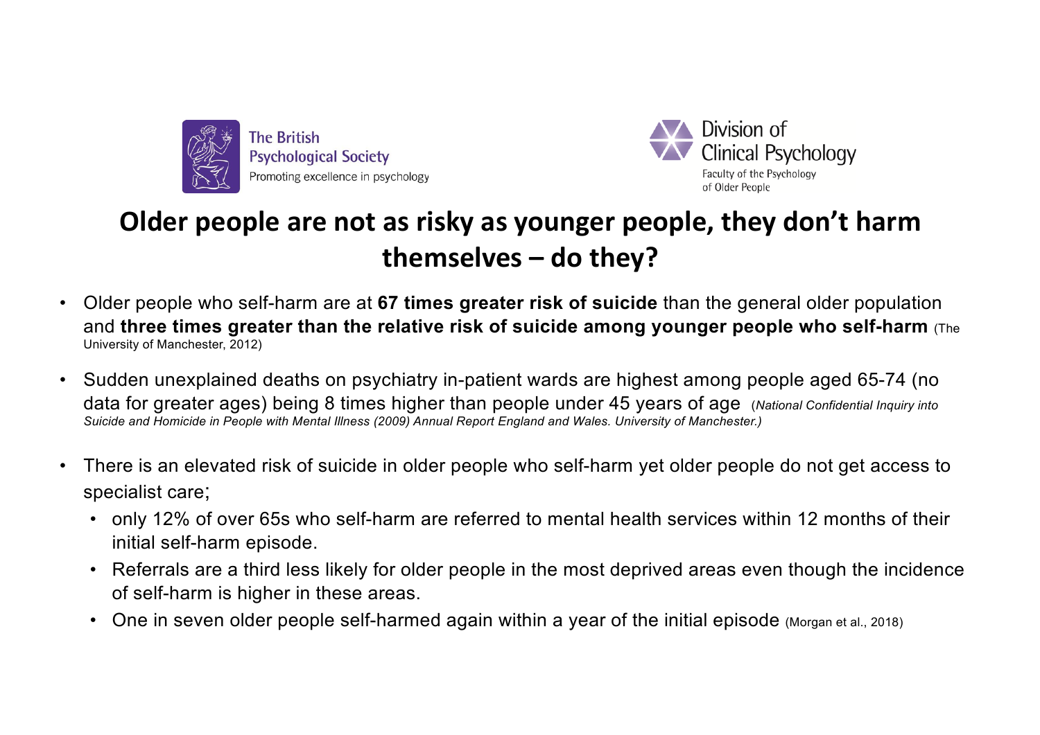The British Psychological Society
Promoting excellence in psychology

Division of Clinical Psychology
Faculty of the Psychology of Older People

# Older people are not as risky as younger people, they don't harm themselves – do they?

- Older people who self-harm are at **67 times greater risk of suicide** than the general older population and **three times greater than the relative risk of suicide among younger people who self-harm** (The University of Manchester, 2012)
- Sudden unexplained deaths on psychiatry in-patient wards are highest among people aged 65-74 (no data for greater ages) being 8 times higher than people under 45 years of age (*National Confidential Inquiry into Suicide and Homicide in People with Mental Illness (2009) Annual Report England and Wales. University of Manchester.*)
- There is an elevated risk of suicide in older people who self-harm yet older people do not get access to specialist care;
  - only 12% of over 65s who self-harm are referred to mental health services within 12 months of their initial self-harm episode.
  - Referrals are a third less likely for older people in the most deprived areas even though the incidence of self-harm is higher in these areas.
  - One in seven older people self-harmed again within a year of the initial episode (Morgan et al., 2018)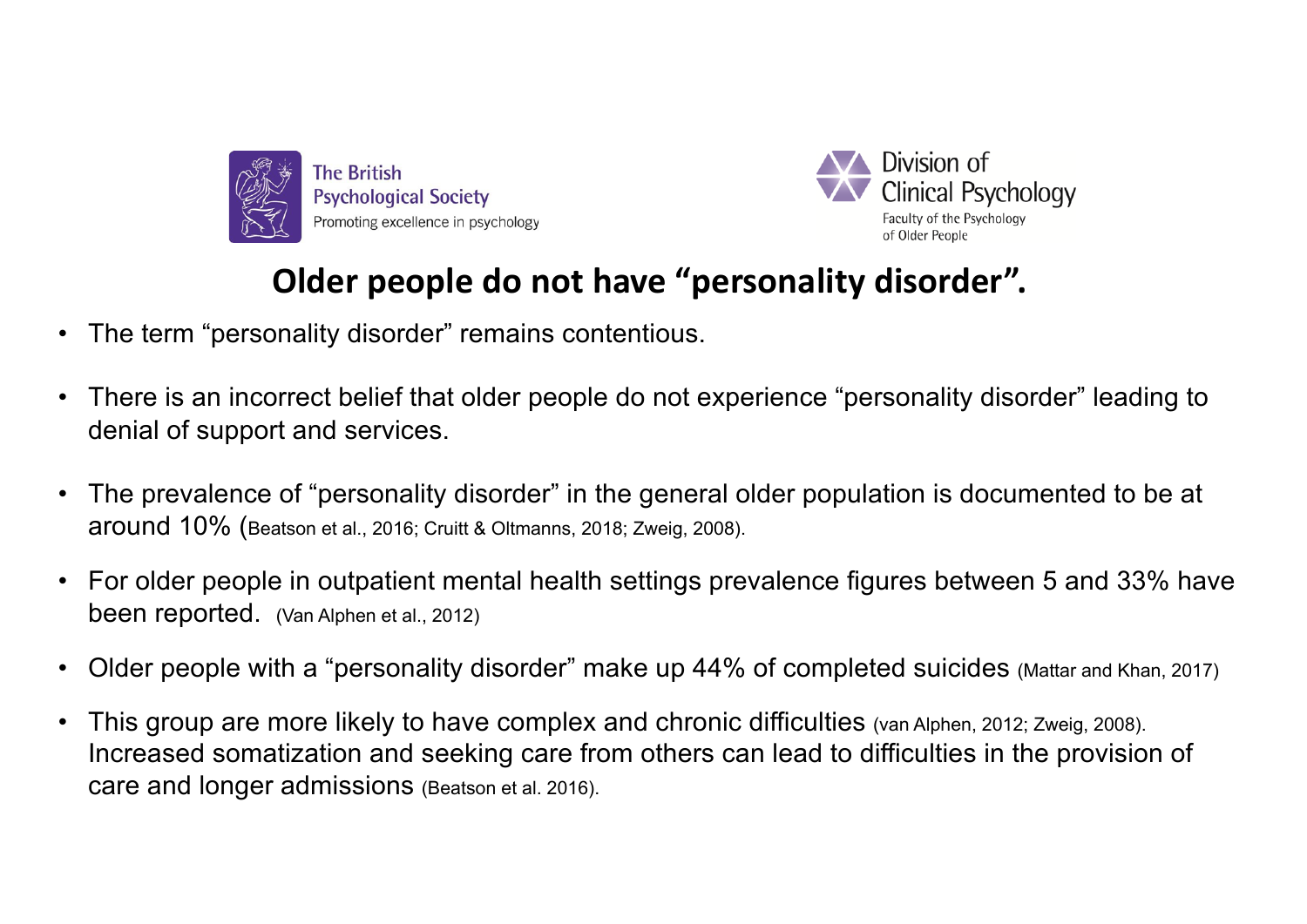The British Psychological Society
Promoting excellence in psychology

Division of Clinical Psychology
Faculty of the Psychology of Older People

## Older people do not have "personality disorder".

- The term "personality disorder" remains contentious.
- There is an incorrect belief that older people do not experience "personality disorder" leading to denial of support and services.
- The prevalence of "personality disorder" in the general older population is documented to be at around 10% (Beatson et al., 2016; Cruitt & Oltmanns, 2018; Zweig, 2008).
- For older people in outpatient mental health settings prevalence figures between 5 and 33% have been reported. (Van Alphen et al., 2012)
- Older people with a "personality disorder" make up 44% of completed suicides (Mattar and Khan, 2017)
- This group are more likely to have complex and chronic difficulties (van Alphen, 2012; Zweig, 2008). Increased somatization and seeking care from others can lead to difficulties in the provision of care and longer admissions (Beatson et al. 2016).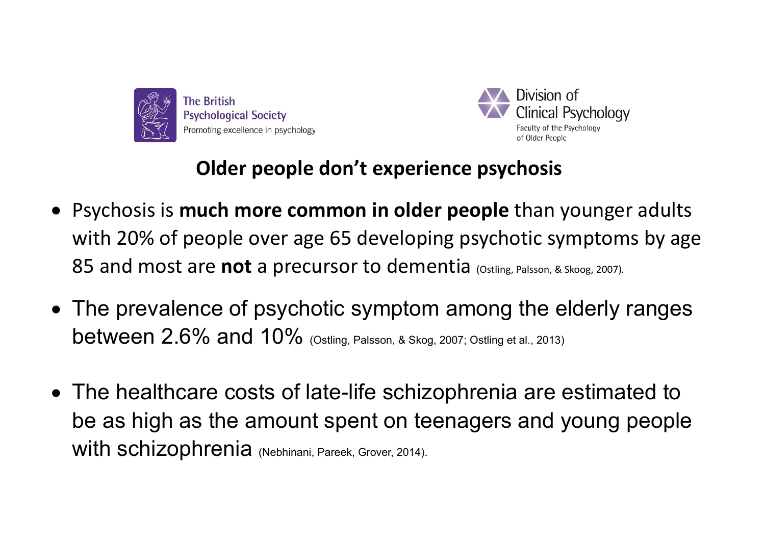The British Psychological Society
Promoting excellence in psychology

Division of Clinical Psychology
Faculty of the Psychology of Older People

## Older people don't experience psychosis

- Psychosis is **much more common in older people** than younger adults with 20% of people over age 65 developing psychotic symptoms by age 85 and most are **not** a precursor to dementia (Ostling, Palsson, & Skoog, 2007).
- The prevalence of psychotic symptom among the elderly ranges between 2.6% and 10% (Ostling, Palsson, & Skog, 2007; Ostling et al., 2013)
- The healthcare costs of late-life schizophrenia are estimated to be as high as the amount spent on teenagers and young people with schizophrenia (Nebhinani, Pareek, Grover, 2014).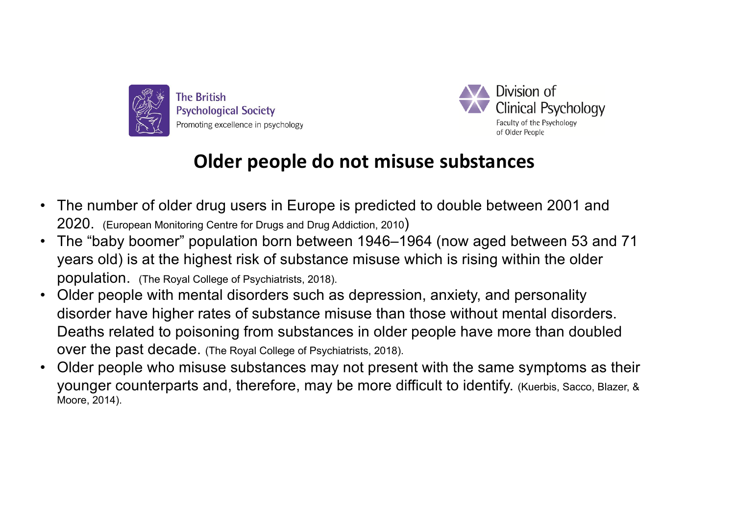The British Psychological Society
Promoting excellence in psychology

Division of Clinical Psychology
Faculty of the Psychology of Older People

## Older people do not misuse substances

- The number of older drug users in Europe is predicted to double between 2001 and 2020. (European Monitoring Centre for Drugs and Drug Addiction, 2010)
- The “baby boomer” population born between 1946–1964 (now aged between 53 and 71 years old) is at the highest risk of substance misuse which is rising within the older population. (The Royal College of Psychiatrists, 2018).
- Older people with mental disorders such as depression, anxiety, and personality disorder have higher rates of substance misuse than those without mental disorders. Deaths related to poisoning from substances in older people have more than doubled over the past decade. (The Royal College of Psychiatrists, 2018).
- Older people who misuse substances may not present with the same symptoms as their younger counterparts and, therefore, may be more difficult to identify. (Kuerbis, Sacco, Blazer, & Moore, 2014).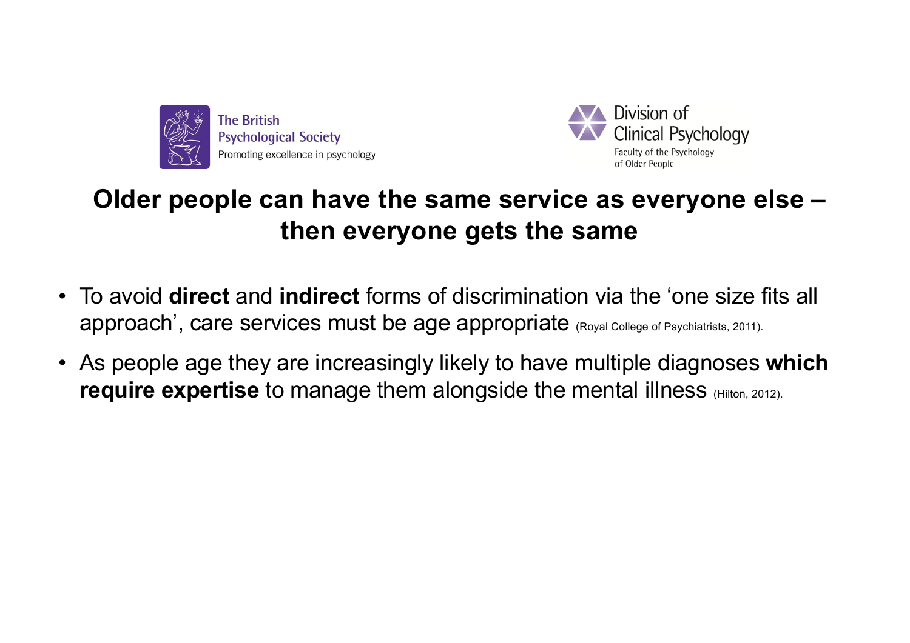The British Psychological Society
Promoting excellence in psychology

Division of Clinical Psychology
Faculty of the Psychology of Older People

# Older people can have the same service as everyone else – then everyone gets the same

- To avoid **direct** and **indirect** forms of discrimination via the 'one size fits all approach', care services must be age appropriate (Royal College of Psychiatrists, 2011).
- As people age they are increasingly likely to have multiple diagnoses **which require expertise** to manage them alongside the mental illness (Hilton, 2012).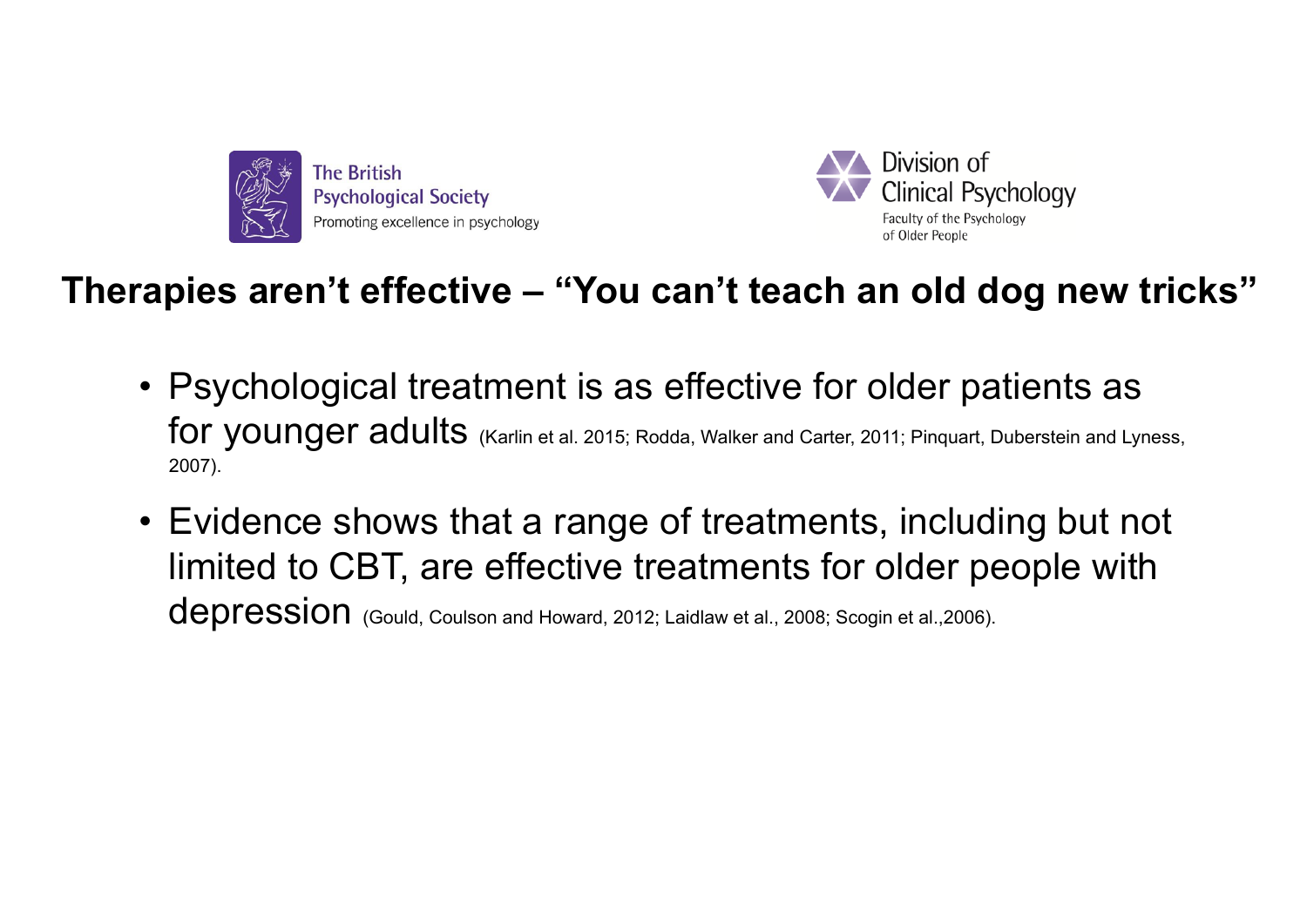The British Psychological Society
Promoting excellence in psychology

Division of Clinical Psychology
Faculty of the Psychology of Older People

## Therapies aren't effective – "You can't teach an old dog new tricks"

- Psychological treatment is as effective for older patients as for younger adults (Karlin et al. 2015; Rodda, Walker and Carter, 2011; Pinquart, Duberstein and Lyness, 2007).
- Evidence shows that a range of treatments, including but not limited to CBT, are effective treatments for older people with depression (Gould, Coulson and Howard, 2012; Laidlaw et al., 2008; Scogin et al.,2006).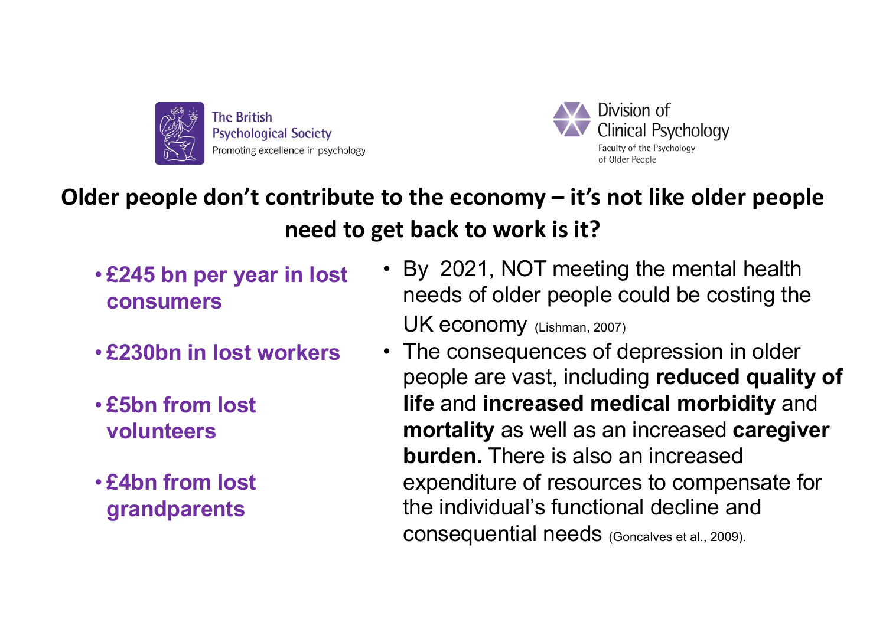The British Psychological Society
Promoting excellence in psychology

Division of Clinical Psychology
Faculty of the Psychology of Older People

## Older people don't contribute to the economy – it's not like older people need to get back to work is it?

- **£245 bn per year in lost consumers**
- **£230bn in lost workers**
- **£5bn from lost volunteers**
- **£4bn from lost grandparents**

- By 2021, NOT meeting the mental health needs of older people could be costing the UK economy (Lishman, 2007)
- The consequences of depression in older people are vast, including **reduced quality of life** and **increased medical morbidity** and **mortality** as well as an increased **caregiver burden.** There is also an increased expenditure of resources to compensate for the individual's functional decline and consequential needs (Goncalves et al., 2009).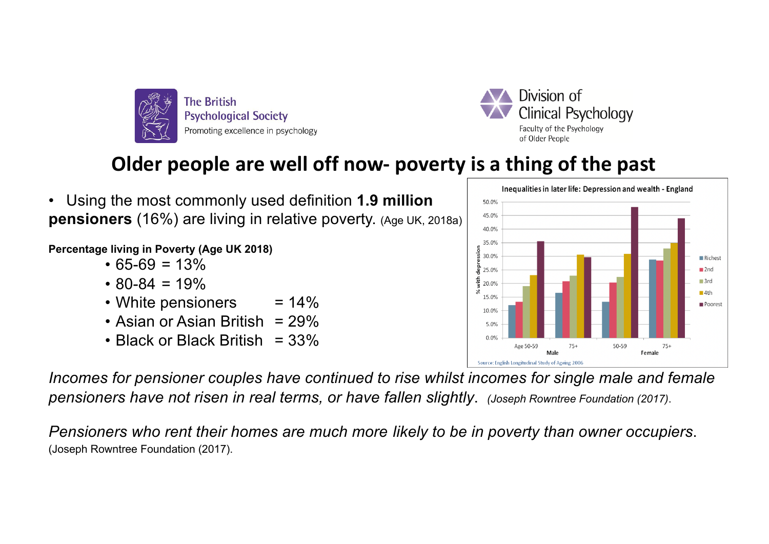The British Psychological Society
Promoting excellence in psychology

Division of Clinical Psychology
Faculty of the Psychology of Older People

# Older people are well off now- poverty is a thing of the past

- Using the most commonly used definition **1.9 million pensioners** (16%) are living in relative poverty. (Age UK, 2018a)

**Percentage living in Poverty (Age UK 2018)**

- 65-69 = 13%
- 80-84 = 19%
- White pensioners = 14%
- Asian or Asian British = 29%
- Black or Black British = 33%

Inequalities in later life: Depression and wealth - England

Source: English Longitudinal Study of Ageing 2006

*Incomes for pensioner couples have continued to rise whilst incomes for single male and female pensioners have not risen in real terms, or have fallen slightly*. *(Joseph Rowntree Foundation (2017).*

*Pensioners who rent their homes are much more likely to be in poverty than owner occupiers*. (Joseph Rowntree Foundation (2017).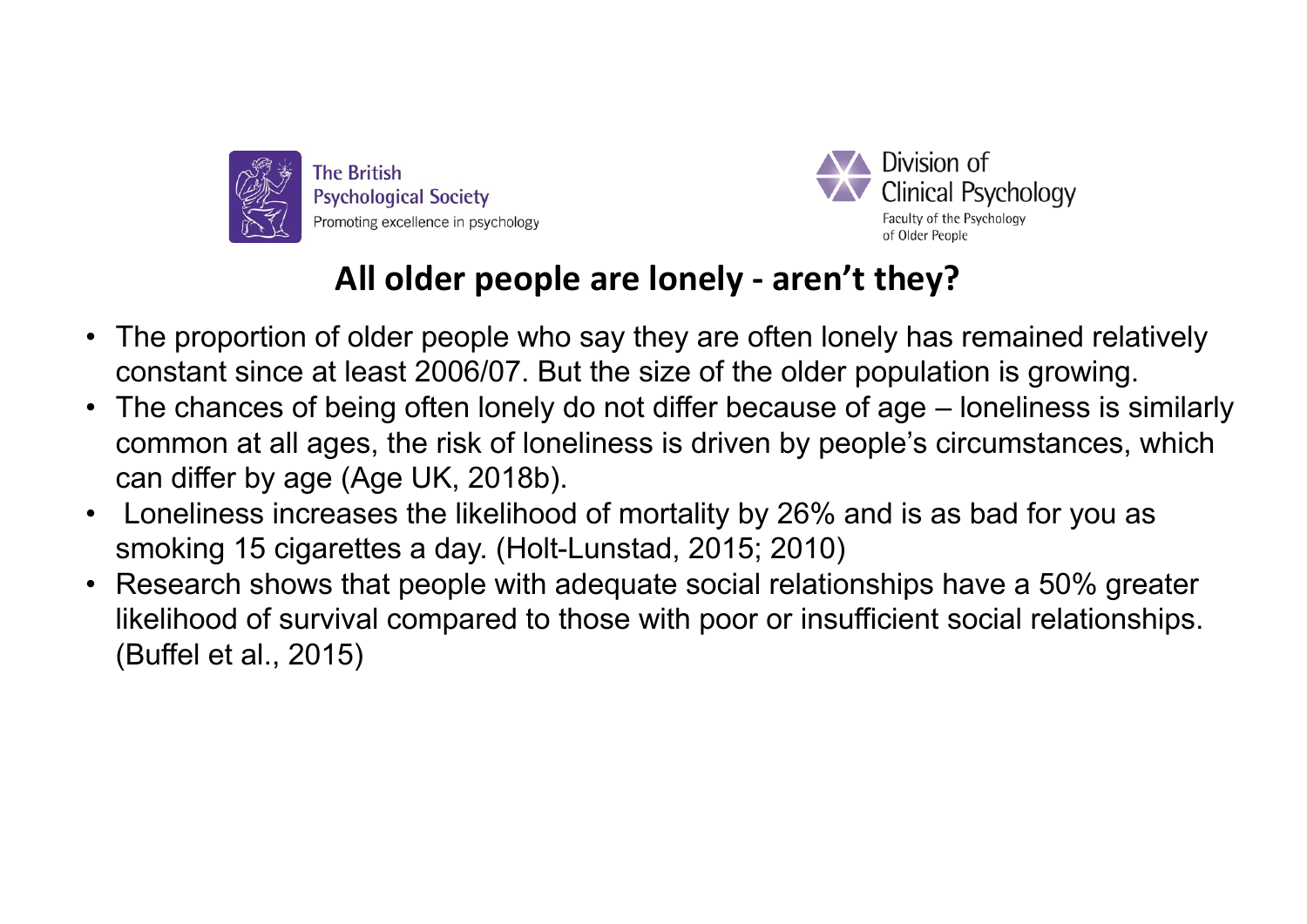The British Psychological Society
Promoting excellence in psychology

Division of Clinical Psychology
Faculty of the Psychology of Older People

## All older people are lonely - aren't they?

- The proportion of older people who say they are often lonely has remained relatively constant since at least 2006/07. But the size of the older population is growing.
- The chances of being often lonely do not differ because of age – loneliness is similarly common at all ages, the risk of loneliness is driven by people's circumstances, which can differ by age (Age UK, 2018b).
- Loneliness increases the likelihood of mortality by 26% and is as bad for you as smoking 15 cigarettes a day. (Holt-Lunstad, 2015; 2010)
- Research shows that people with adequate social relationships have a 50% greater likelihood of survival compared to those with poor or insufficient social relationships. (Buffel et al., 2015)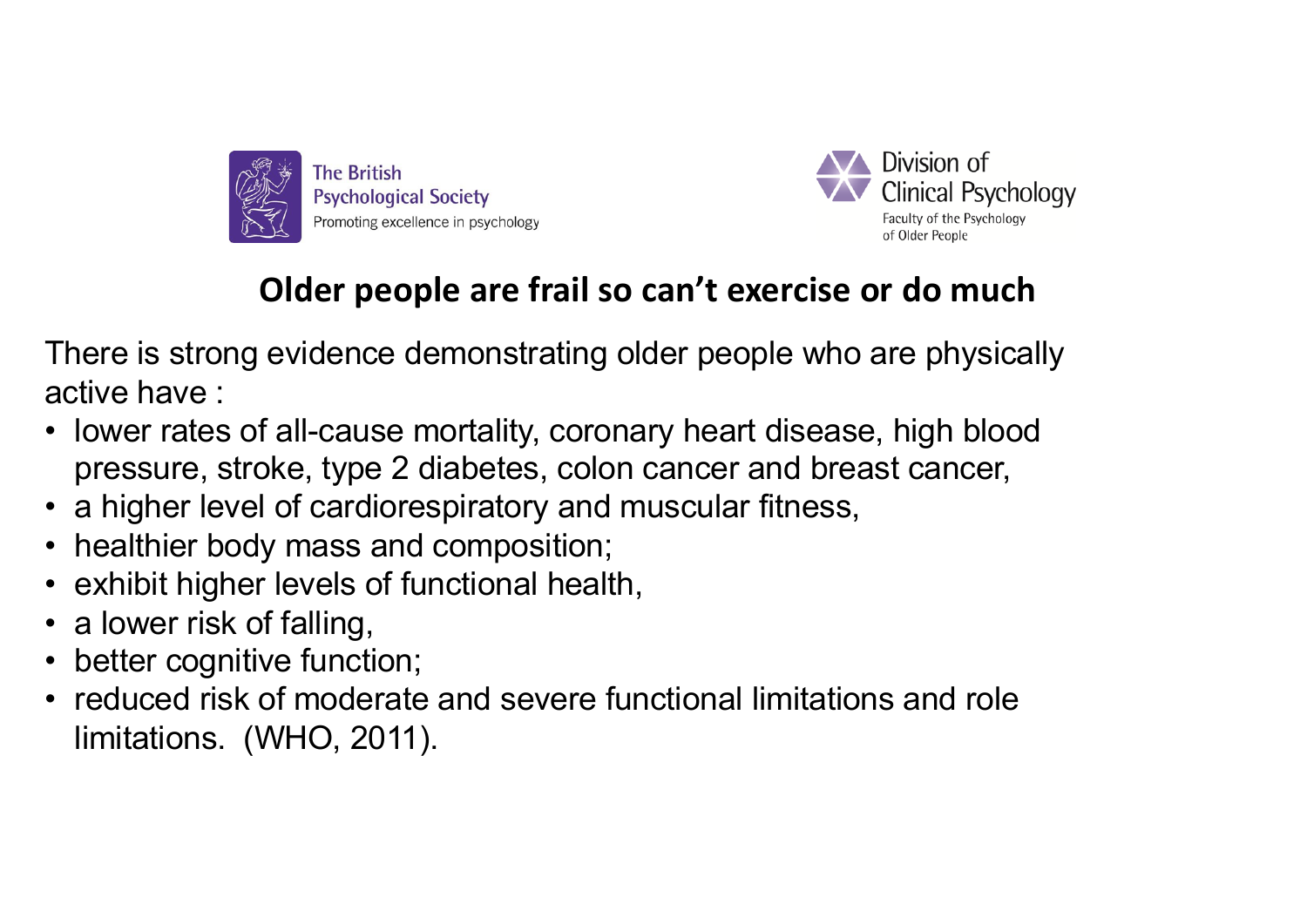The British Psychological Society
Promoting excellence in psychology

Division of Clinical Psychology
Faculty of the Psychology of Older People

## Older people are frail so can't exercise or do much

There is strong evidence demonstrating older people who are physically active have :

- lower rates of all-cause mortality, coronary heart disease, high blood pressure, stroke, type 2 diabetes, colon cancer and breast cancer,
- a higher level of cardiorespiratory and muscular fitness,
- healthier body mass and composition;
- exhibit higher levels of functional health,
- a lower risk of falling,
- better cognitive function;
- reduced risk of moderate and severe functional limitations and role limitations. (WHO, 2011).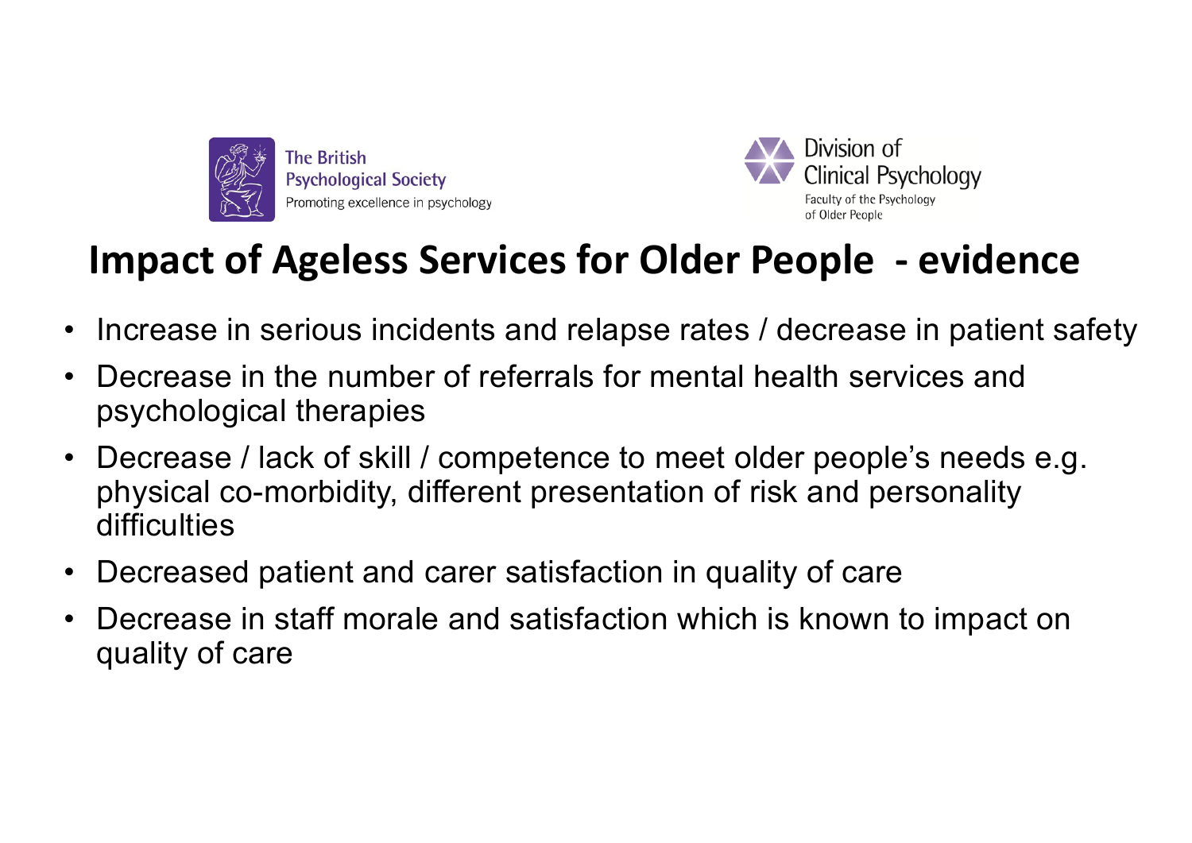The British Psychological Society
Promoting excellence in psychology

Division of Clinical Psychology
Faculty of the Psychology of Older People

# Impact of Ageless Services for Older People - evidence

- Increase in serious incidents and relapse rates / decrease in patient safety
- Decrease in the number of referrals for mental health services and psychological therapies
- Decrease / lack of skill / competence to meet older people's needs e.g. physical co-morbidity, different presentation of risk and personality difficulties
- Decreased patient and carer satisfaction in quality of care
- Decrease in staff morale and satisfaction which is known to impact on quality of care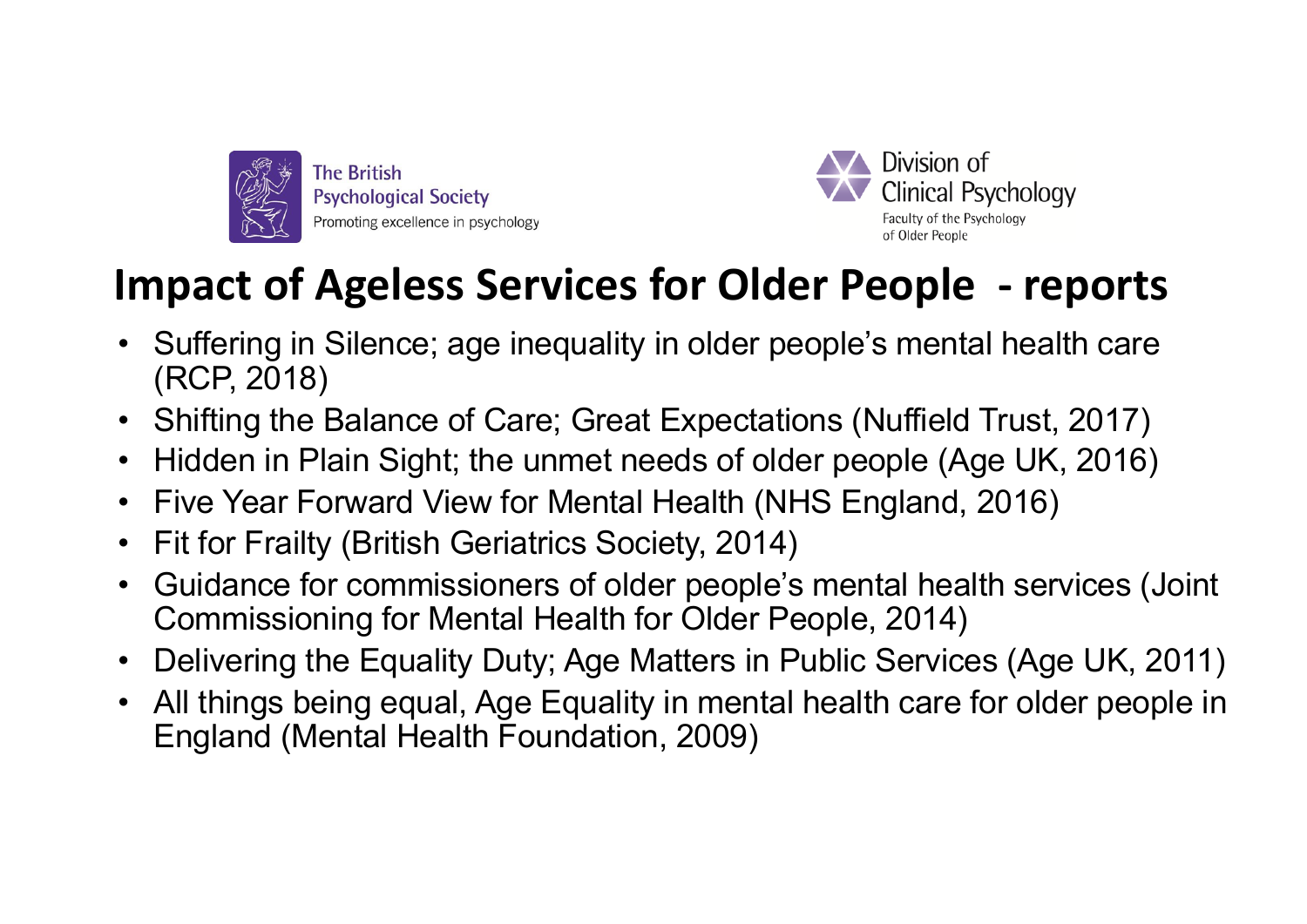# Impact of Ageless Services for Older People - reports

- Suffering in Silence; age inequality in older people's mental health care (RCP, 2018)
- Shifting the Balance of Care; Great Expectations (Nuffield Trust, 2017)
- Hidden in Plain Sight; the unmet needs of older people (Age UK, 2016)
- Five Year Forward View for Mental Health (NHS England, 2016)
- Fit for Frailty (British Geriatrics Society, 2014)
- Guidance for commissioners of older people's mental health services (Joint Commissioning for Mental Health for Older People, 2014)
- Delivering the Equality Duty; Age Matters in Public Services (Age UK, 2011)
- All things being equal, Age Equality in mental health care for older people in England (Mental Health Foundation, 2009)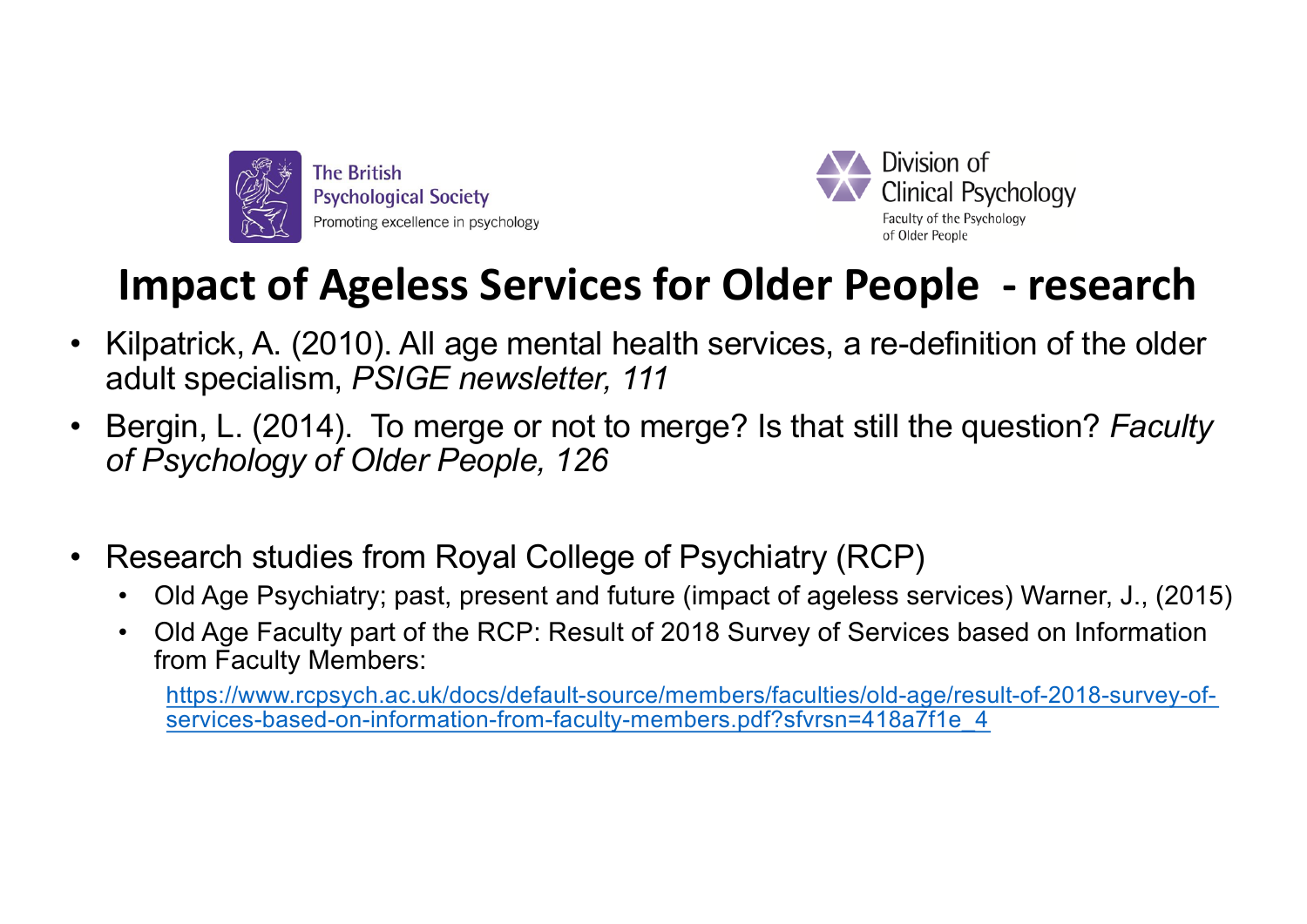The British Psychological Society
Promoting excellence in psychology

Division of Clinical Psychology
Faculty of the Psychology of Older People

# Impact of Ageless Services for Older People - research

- Kilpatrick, A. (2010). All age mental health services, a re-definition of the older adult specialism, *PSIGE newsletter, 111*
- Bergin, L. (2014). To merge or not to merge? Is that still the question? *Faculty of Psychology of Older People, 126*
- Research studies from Royal College of Psychiatry (RCP)
  - Old Age Psychiatry; past, present and future (impact of ageless services) Warner, J., (2015)
  - Old Age Faculty part of the RCP: Result of 2018 Survey of Services based on Information from Faculty Members:

    https://www.rcpsych.ac.uk/docs/default-source/members/faculties/old-age/result-of-2018-survey-of-services-based-on-information-from-faculty-members.pdf?sfvrsn=418a7f1e_4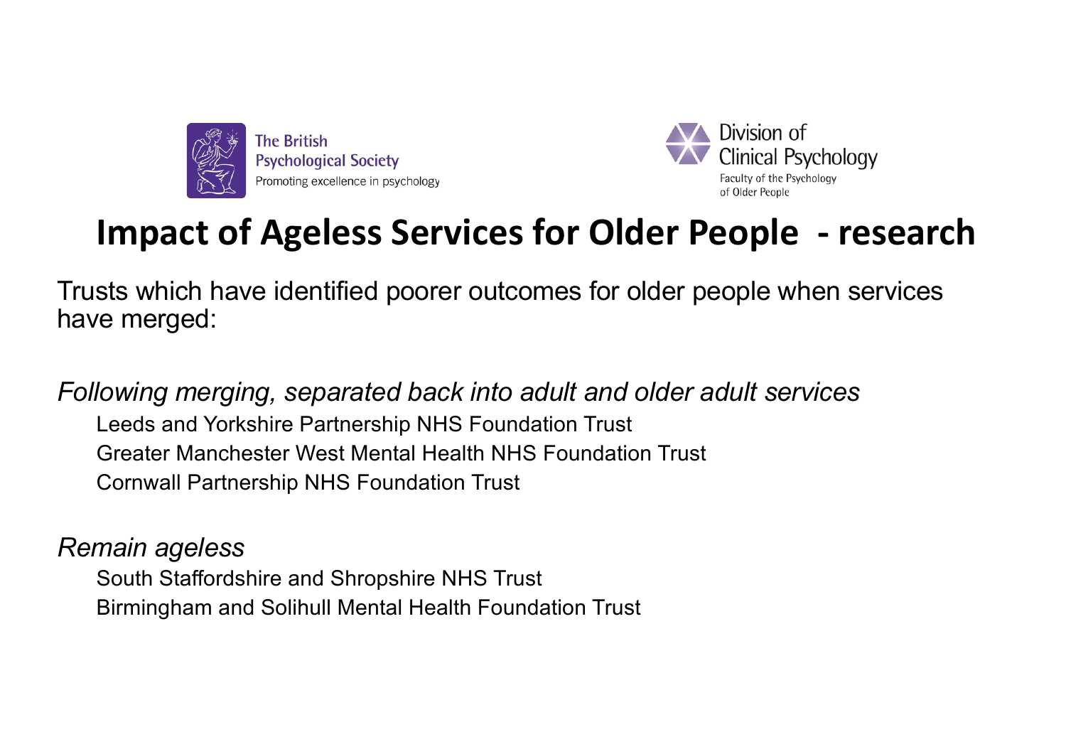The British Psychological Society
Promoting excellence in psychology

Division of Clinical Psychology
Faculty of the Psychology of Older People

# Impact of Ageless Services for Older People - research

Trusts which have identified poorer outcomes for older people when services have merged:

*Following merging, separated back into adult and older adult services*

- Leeds and Yorkshire Partnership NHS Foundation Trust
- Greater Manchester West Mental Health NHS Foundation Trust
- Cornwall Partnership NHS Foundation Trust

*Remain ageless*

- South Staffordshire and Shropshire NHS Trust
- Birmingham and Solihull Mental Health Foundation Trust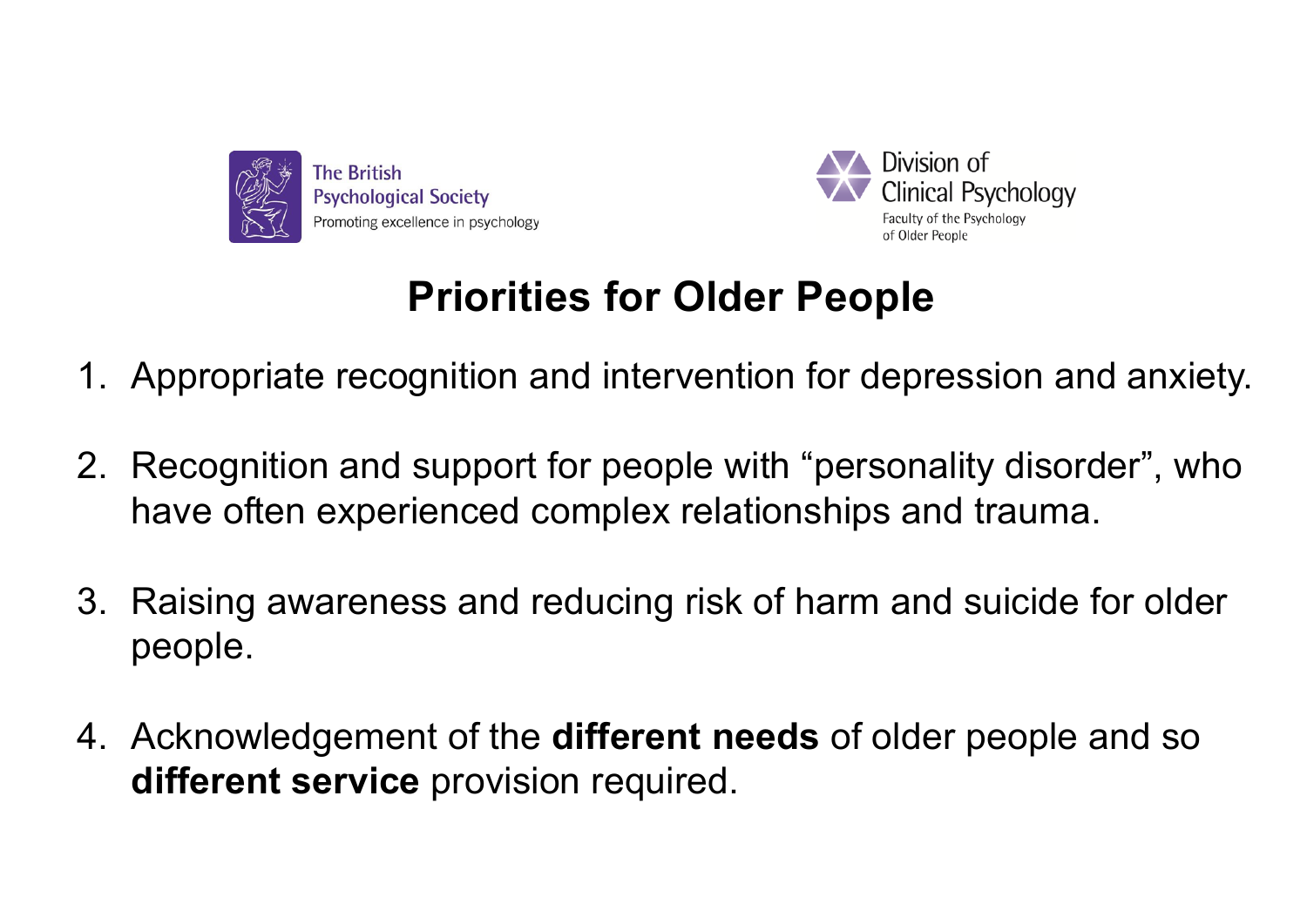The British Psychological Society
Promoting excellence in psychology

Division of Clinical Psychology
Faculty of the Psychology of Older People

# Priorities for Older People

1. Appropriate recognition and intervention for depression and anxiety.
2. Recognition and support for people with “personality disorder”, who have often experienced complex relationships and trauma.
3. Raising awareness and reducing risk of harm and suicide for older people.
4. Acknowledgement of the **different needs** of older people and so **different service** provision required.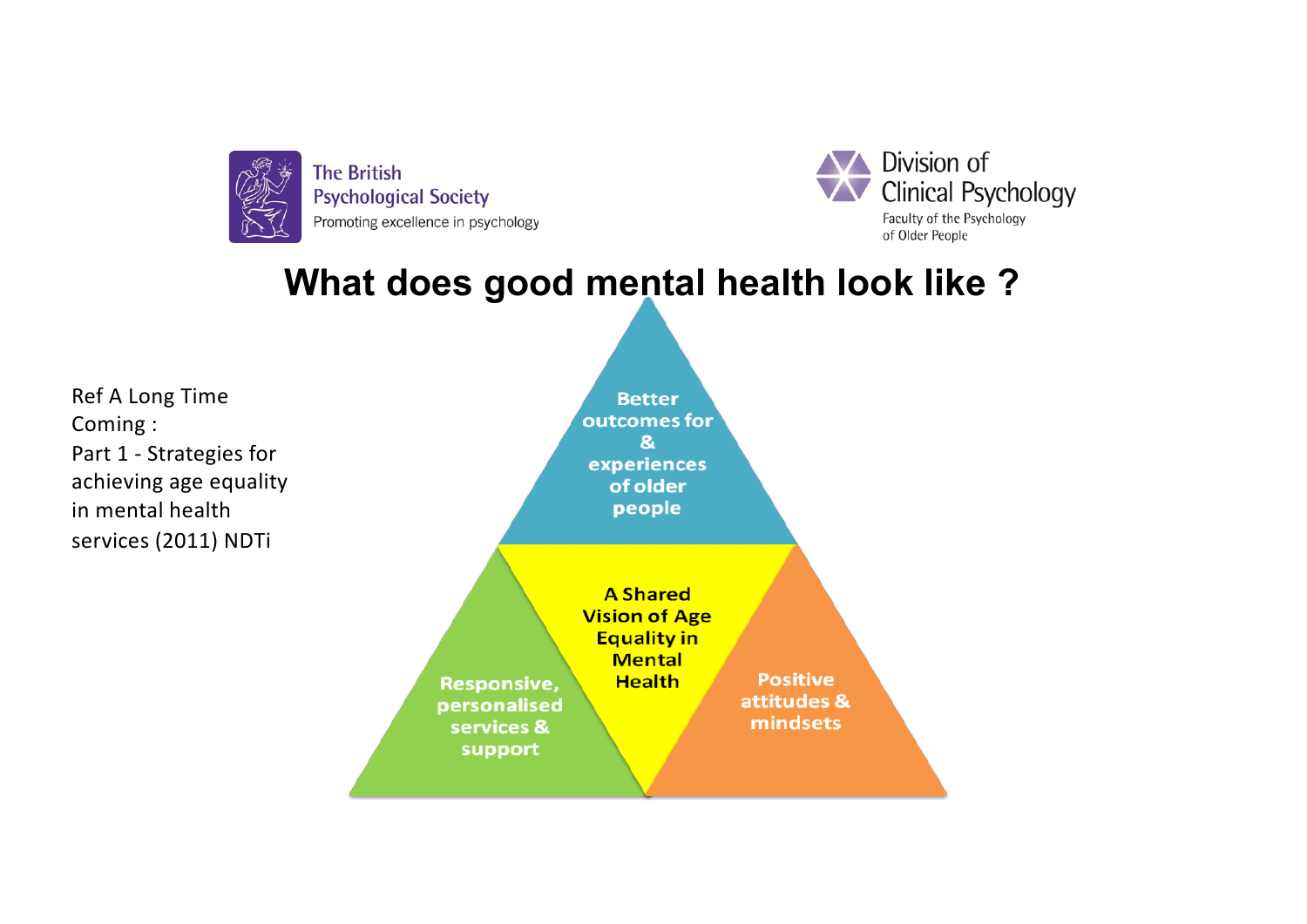The British Psychological Society
Promoting excellence in psychology

Division of Clinical Psychology
Faculty of the Psychology of Older People

# What does good mental health look like ?

Ref A Long Time Coming :
Part 1 - Strategies for achieving age equality in mental health services (2011) NDTi

Better outcomes for & experiences of older people

A Shared Vision of Age Equality in Mental Health

Responsive, personalised services & support

Positive attitudes & mindsets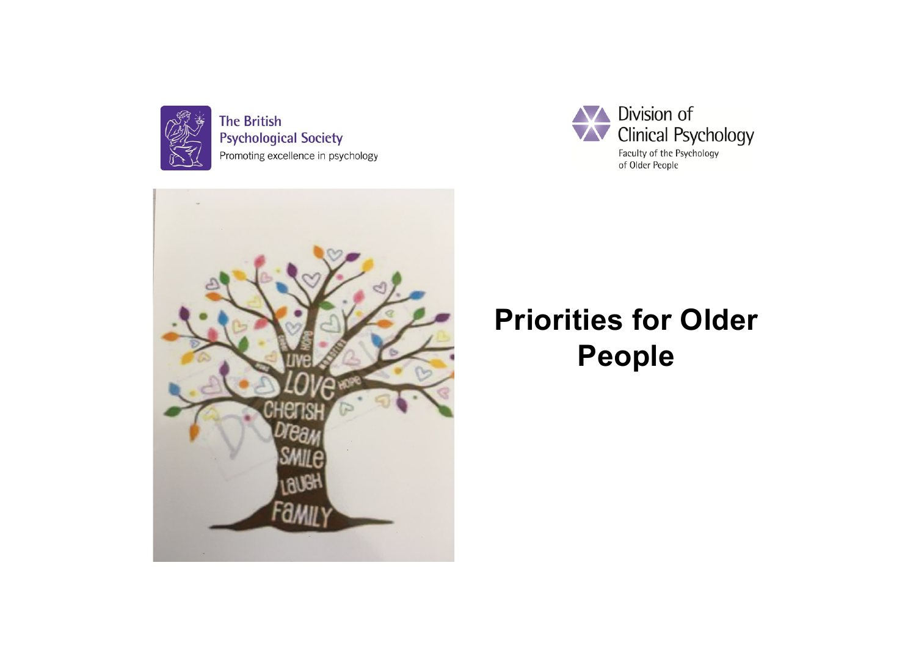The British Psychological Society

Promoting excellence in psychology

Division of Clinical Psychology

Faculty of the Psychology of Older People

# Priorities for Older People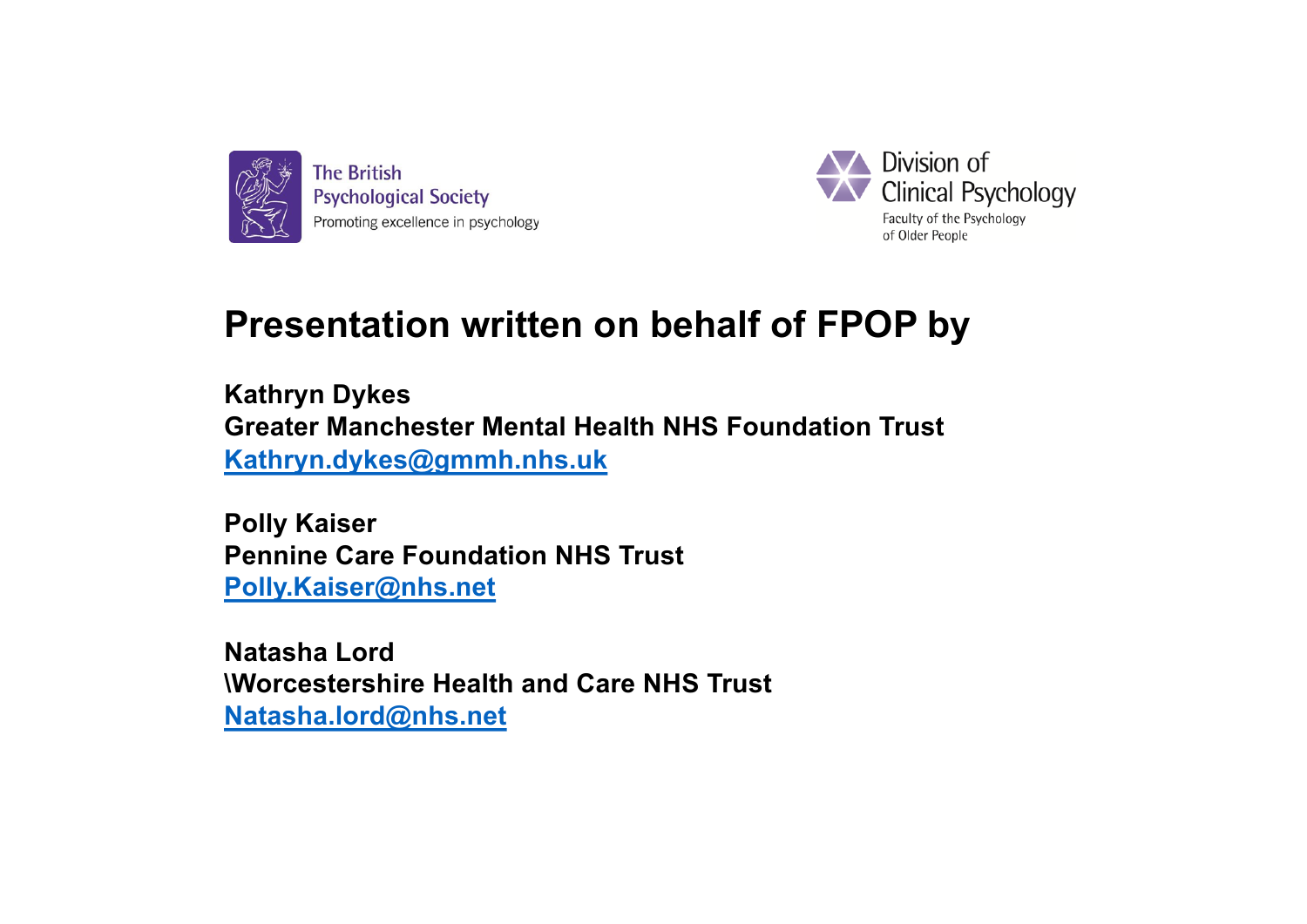The British Psychological Society
Promoting excellence in psychology

Division of Clinical Psychology
Faculty of the Psychology of Older People

# Presentation written on behalf of FPOP by

**Kathryn Dykes**
**Greater Manchester Mental Health NHS Foundation Trust**
**Kathryn.dykes@gmmh.nhs.uk**

**Polly Kaiser**
**Pennine Care Foundation NHS Trust**
**Polly.Kaiser@nhs.net**

**Natasha Lord**
**\Worcestershire Health and Care NHS Trust**
**Natasha.lord@nhs.net**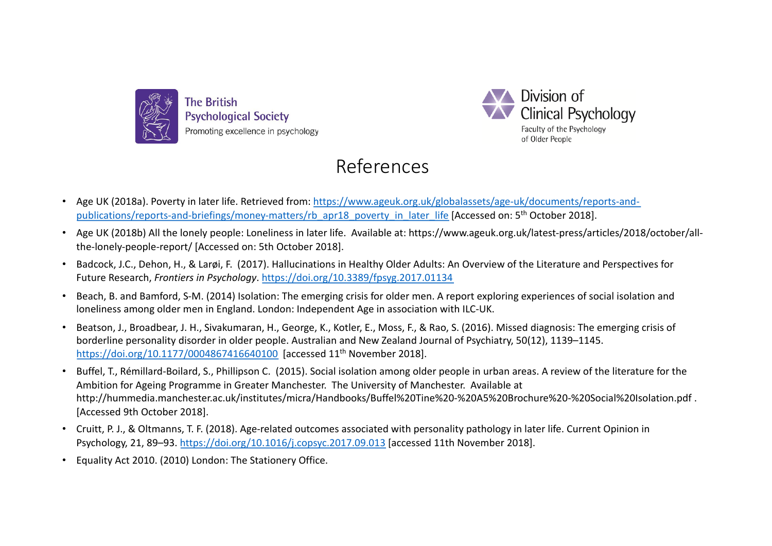The British Psychological Society
Promoting excellence in psychology

Division of Clinical Psychology
Faculty of the Psychology of Older People

# References

- Age UK (2018a). Poverty in later life. Retrieved from: https://www.ageuk.org.uk/globalassets/age-uk/documents/reports-and-publications/reports-and-briefings/money-matters/rb_apr18_poverty_in_later_life [Accessed on: 5th October 2018].
- Age UK (2018b) All the lonely people: Loneliness in later life. Available at: https://www.ageuk.org.uk/latest-press/articles/2018/october/all-the-lonely-people-report/ [Accessed on: 5th October 2018].
- Badcock, J.C., Dehon, H., & Larøi, F. (2017). Hallucinations in Healthy Older Adults: An Overview of the Literature and Perspectives for Future Research, *Frontiers in Psychology*. https://doi.org/10.3389/fpsyg.2017.01134
- Beach, B. and Bamford, S-M. (2014) Isolation: The emerging crisis for older men. A report exploring experiences of social isolation and loneliness among older men in England. London: Independent Age in association with ILC-UK.
- Beatson, J., Broadbear, J. H., Sivakumaran, H., George, K., Kotler, E., Moss, F., & Rao, S. (2016). Missed diagnosis: The emerging crisis of borderline personality disorder in older people. Australian and New Zealand Journal of Psychiatry, 50(12), 1139–1145. https://doi.org/10.1177/0004867416640100 [accessed 11th November 2018].
- Buffel, T., Rémillard-Boilard, S., Phillipson C. (2015). Social isolation among older people in urban areas. A review of the literature for the Ambition for Ageing Programme in Greater Manchester. The University of Manchester. Available at http://hummedia.manchester.ac.uk/institutes/micra/Handbooks/Buffel%20Tine%20-%20A5%20Brochure%20-%20Social%20Isolation.pdf . [Accessed 9th October 2018].
- Cruitt, P. J., & Oltmanns, T. F. (2018). Age-related outcomes associated with personality pathology in later life. Current Opinion in Psychology, 21, 89–93. https://doi.org/10.1016/j.copsyc.2017.09.013 [accessed 11th November 2018].
- Equality Act 2010. (2010) London: The Stationery Office.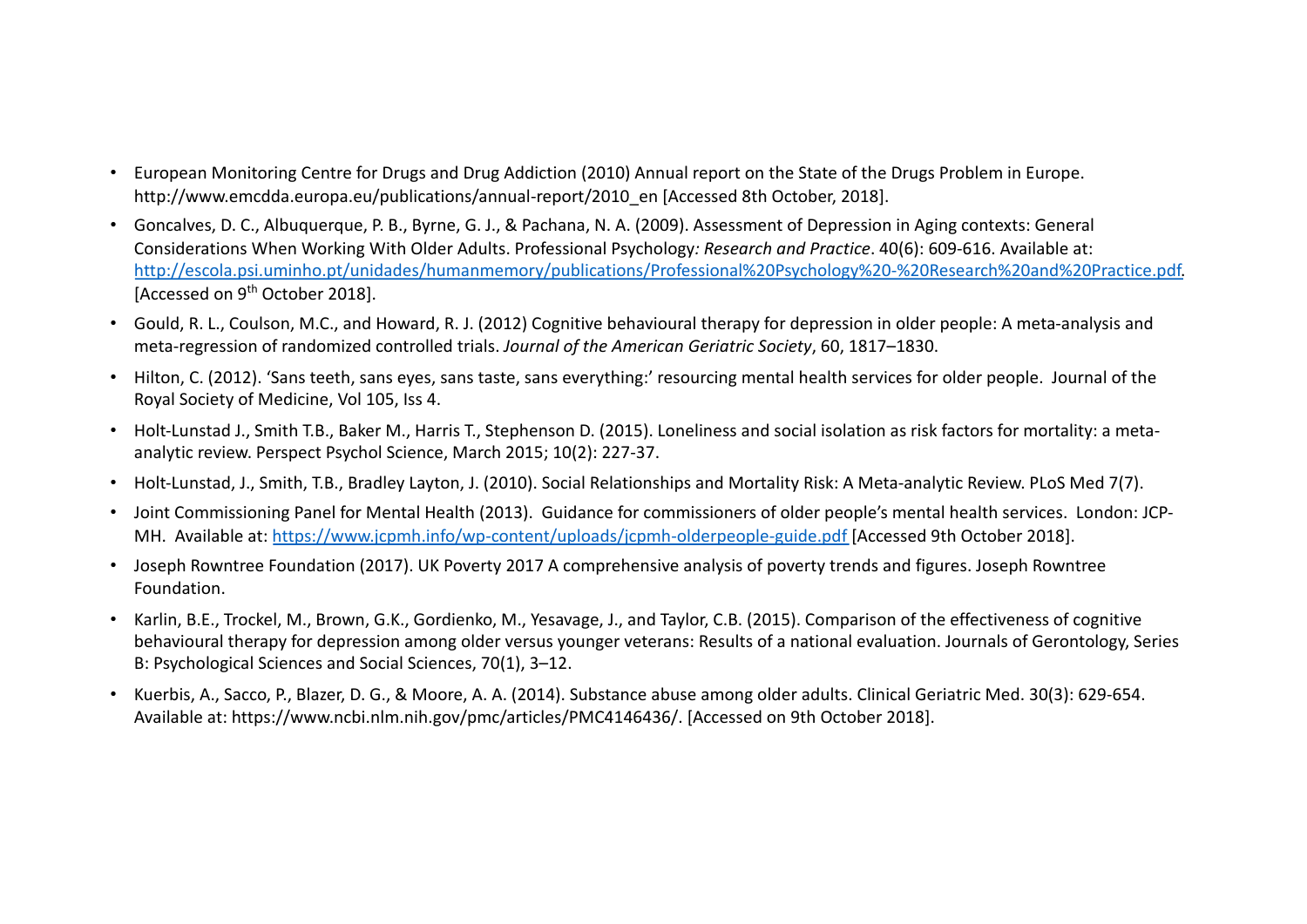- European Monitoring Centre for Drugs and Drug Addiction (2010) Annual report on the State of the Drugs Problem in Europe. http://www.emcdda.europa.eu/publications/annual-report/2010_en [Accessed 8th October, 2018].
- Goncalves, D. C., Albuquerque, P. B., Byrne, G. J., & Pachana, N. A. (2009). Assessment of Depression in Aging contexts: General Considerations When Working With Older Adults. Professional Psychology*: Research and Practice*. 40(6): 609-616. Available at: http://escola.psi.uminho.pt/unidades/humanmemory/publications/Professional%20Psychology%20-%20Research%20and%20Practice.pdf. [Accessed on 9th October 2018].
- Gould, R. L., Coulson, M.C., and Howard, R. J. (2012) Cognitive behavioural therapy for depression in older people: A meta-analysis and meta-regression of randomized controlled trials. *Journal of the American Geriatric Society*, 60, 1817–1830.
- Hilton, C. (2012). 'Sans teeth, sans eyes, sans taste, sans everything:' resourcing mental health services for older people. Journal of the Royal Society of Medicine, Vol 105, Iss 4.
- Holt-Lunstad J., Smith T.B., Baker M., Harris T., Stephenson D. (2015). Loneliness and social isolation as risk factors for mortality: a meta-analytic review. Perspect Psychol Science, March 2015; 10(2): 227-37.
- Holt-Lunstad, J., Smith, T.B., Bradley Layton, J. (2010). Social Relationships and Mortality Risk: A Meta-analytic Review. PLoS Med 7(7).
- Joint Commissioning Panel for Mental Health (2013). Guidance for commissioners of older people's mental health services. London: JCP-MH. Available at: https://www.jcpmh.info/wp-content/uploads/jcpmh-olderpeople-guide.pdf [Accessed 9th October 2018].
- Joseph Rowntree Foundation (2017). UK Poverty 2017 A comprehensive analysis of poverty trends and figures. Joseph Rowntree Foundation.
- Karlin, B.E., Trockel, M., Brown, G.K., Gordienko, M., Yesavage, J., and Taylor, C.B. (2015). Comparison of the effectiveness of cognitive behavioural therapy for depression among older versus younger veterans: Results of a national evaluation. Journals of Gerontology, Series B: Psychological Sciences and Social Sciences, 70(1), 3–12.
- Kuerbis, A., Sacco, P., Blazer, D. G., & Moore, A. A. (2014). Substance abuse among older adults. Clinical Geriatric Med. 30(3): 629-654. Available at: https://www.ncbi.nlm.nih.gov/pmc/articles/PMC4146436/. [Accessed on 9th October 2018].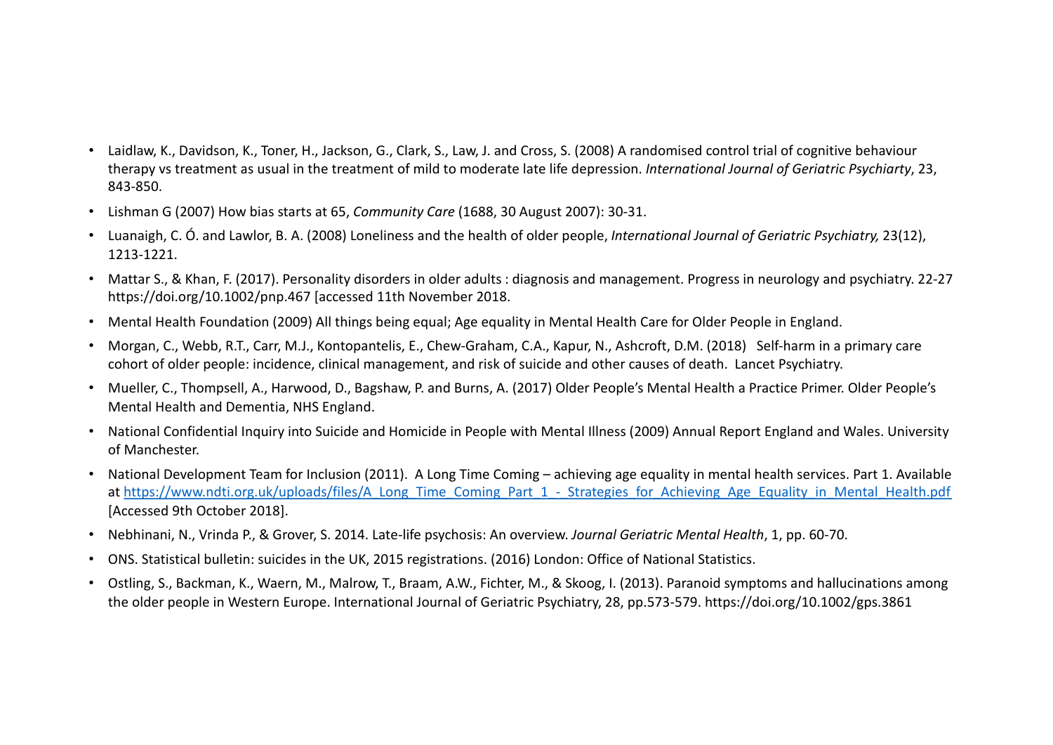- Laidlaw, K., Davidson, K., Toner, H., Jackson, G., Clark, S., Law, J. and Cross, S. (2008) A randomised control trial of cognitive behaviour therapy vs treatment as usual in the treatment of mild to moderate late life depression. *International Journal of Geriatric Psychiarty*, 23, 843-850.
- Lishman G (2007) How bias starts at 65, *Community Care* (1688, 30 August 2007): 30-31.
- Luanaigh, C. Ó. and Lawlor, B. A. (2008) Loneliness and the health of older people, *International Journal of Geriatric Psychiatry,* 23(12), 1213-1221.
- Mattar S., & Khan, F. (2017). Personality disorders in older adults : diagnosis and management. Progress in neurology and psychiatry. 22-27 https://doi.org/10.1002/pnp.467 [accessed 11th November 2018.
- Mental Health Foundation (2009) All things being equal; Age equality in Mental Health Care for Older People in England.
- Morgan, C., Webb, R.T., Carr, M.J., Kontopantelis, E., Chew-Graham, C.A., Kapur, N., Ashcroft, D.M. (2018) Self-harm in a primary care cohort of older people: incidence, clinical management, and risk of suicide and other causes of death. Lancet Psychiatry.
- Mueller, C., Thompsell, A., Harwood, D., Bagshaw, P. and Burns, A. (2017) Older People's Mental Health a Practice Primer. Older People's Mental Health and Dementia, NHS England.
- National Confidential Inquiry into Suicide and Homicide in People with Mental Illness (2009) Annual Report England and Wales. University of Manchester.
- National Development Team for Inclusion (2011). A Long Time Coming – achieving age equality in mental health services. Part 1. Available at https://www.ndti.org.uk/uploads/files/A_Long_Time_Coming_Part_1_-_Strategies_for_Achieving_Age_Equality_in_Mental_Health.pdf [Accessed 9th October 2018].
- Nebhinani, N., Vrinda P., & Grover, S. 2014. Late-life psychosis: An overview. *Journal Geriatric Mental Health*, 1, pp. 60-70.
- ONS. Statistical bulletin: suicides in the UK, 2015 registrations. (2016) London: Office of National Statistics.
- Ostling, S., Backman, K., Waern, M., Malrow, T., Braam, A.W., Fichter, M., & Skoog, I. (2013). Paranoid symptoms and hallucinations among the older people in Western Europe. International Journal of Geriatric Psychiatry, 28, pp.573-579. https://doi.org/10.1002/gps.3861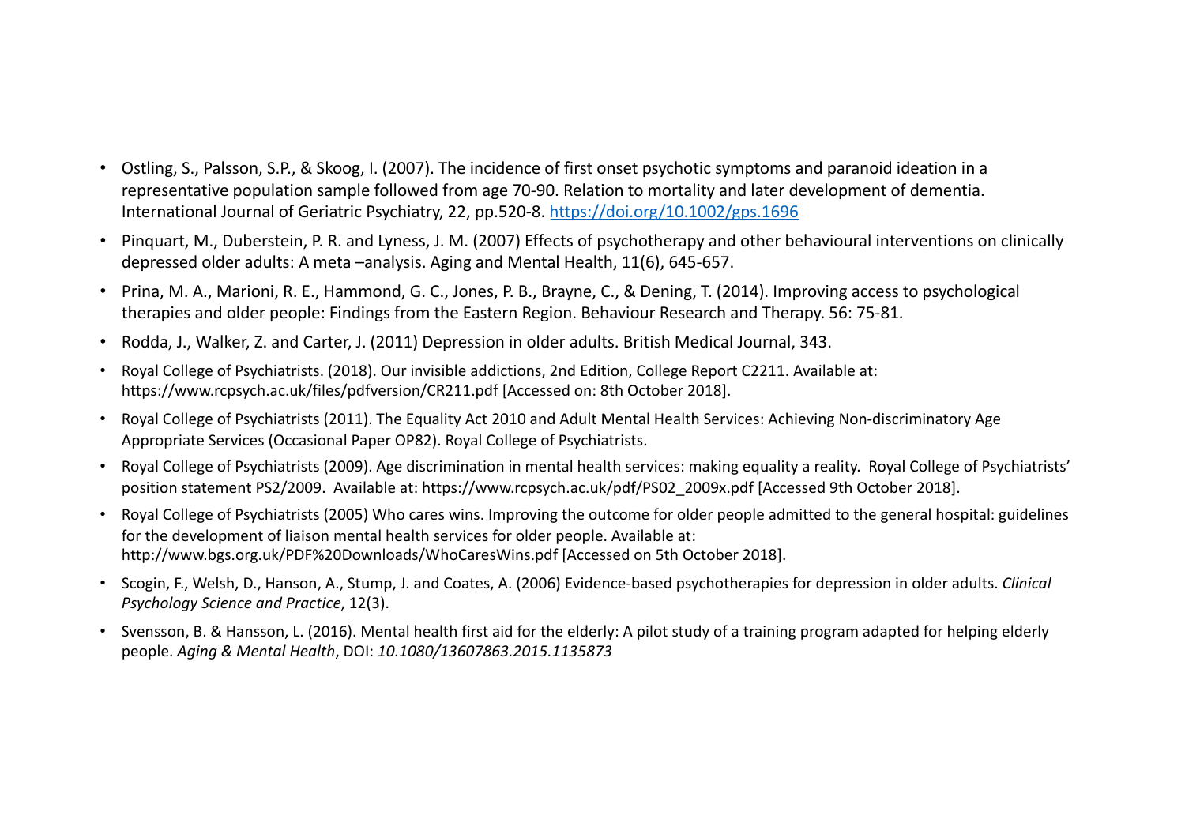- Ostling, S., Palsson, S.P., & Skoog, I. (2007). The incidence of first onset psychotic symptoms and paranoid ideation in a representative population sample followed from age 70-90. Relation to mortality and later development of dementia. International Journal of Geriatric Psychiatry, 22, pp.520-8. https://doi.org/10.1002/gps.1696
- Pinquart, M., Duberstein, P. R. and Lyness, J. M. (2007) Effects of psychotherapy and other behavioural interventions on clinically depressed older adults: A meta –analysis. Aging and Mental Health, 11(6), 645-657.
- Prina, M. A., Marioni, R. E., Hammond, G. C., Jones, P. B., Brayne, C., & Dening, T. (2014). Improving access to psychological therapies and older people: Findings from the Eastern Region. Behaviour Research and Therapy. 56: 75-81.
- Rodda, J., Walker, Z. and Carter, J. (2011) Depression in older adults. British Medical Journal, 343.
- Royal College of Psychiatrists. (2018). Our invisible addictions, 2nd Edition, College Report C2211. Available at: https://www.rcpsych.ac.uk/files/pdfversion/CR211.pdf [Accessed on: 8th October 2018].
- Royal College of Psychiatrists (2011). The Equality Act 2010 and Adult Mental Health Services: Achieving Non-discriminatory Age Appropriate Services (Occasional Paper OP82). Royal College of Psychiatrists.
- Royal College of Psychiatrists (2009). Age discrimination in mental health services: making equality a reality. Royal College of Psychiatrists' position statement PS2/2009. Available at: https://www.rcpsych.ac.uk/pdf/PS02_2009x.pdf [Accessed 9th October 2018].
- Royal College of Psychiatrists (2005) Who cares wins. Improving the outcome for older people admitted to the general hospital: guidelines for the development of liaison mental health services for older people. Available at: http://www.bgs.org.uk/PDF%20Downloads/WhoCaresWins.pdf [Accessed on 5th October 2018].
- Scogin, F., Welsh, D., Hanson, A., Stump, J. and Coates, A. (2006) Evidence-based psychotherapies for depression in older adults. *Clinical Psychology Science and Practice*, 12(3).
- Svensson, B. & Hansson, L. (2016). Mental health first aid for the elderly: A pilot study of a training program adapted for helping elderly people. *Aging & Mental Health*, DOI: *10.1080/13607863.2015.1135873*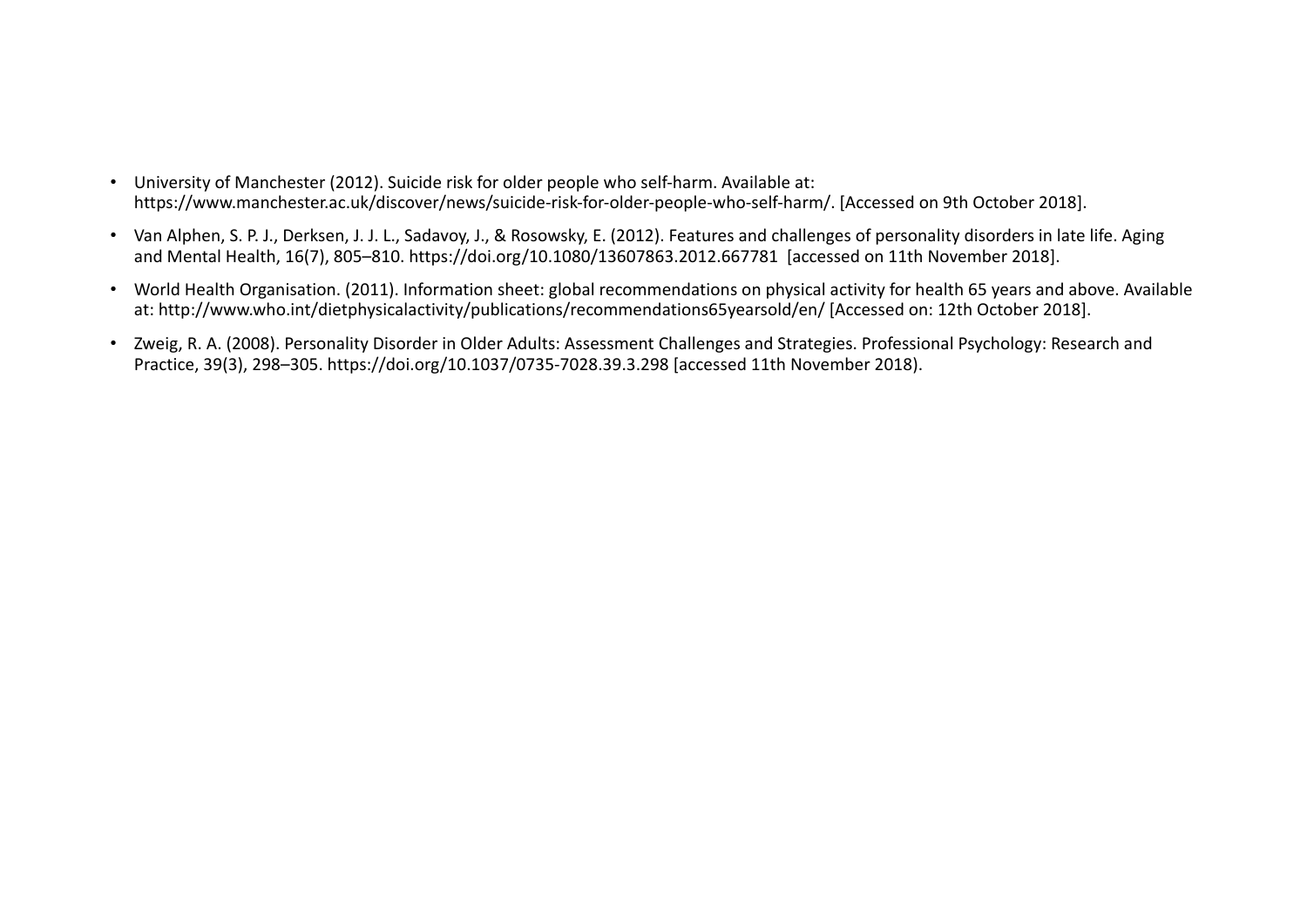- University of Manchester (2012). Suicide risk for older people who self-harm. Available at: https://www.manchester.ac.uk/discover/news/suicide-risk-for-older-people-who-self-harm/. [Accessed on 9th October 2018].
- Van Alphen, S. P. J., Derksen, J. J. L., Sadavoy, J., & Rosowsky, E. (2012). Features and challenges of personality disorders in late life. Aging and Mental Health, 16(7), 805–810. https://doi.org/10.1080/13607863.2012.667781 [accessed on 11th November 2018].
- World Health Organisation. (2011). Information sheet: global recommendations on physical activity for health 65 years and above. Available at: http://www.who.int/dietphysicalactivity/publications/recommendations65yearsold/en/ [Accessed on: 12th October 2018].
- Zweig, R. A. (2008). Personality Disorder in Older Adults: Assessment Challenges and Strategies. Professional Psychology: Research and Practice, 39(3), 298–305. https://doi.org/10.1037/0735-7028.39.3.298 [accessed 11th November 2018).